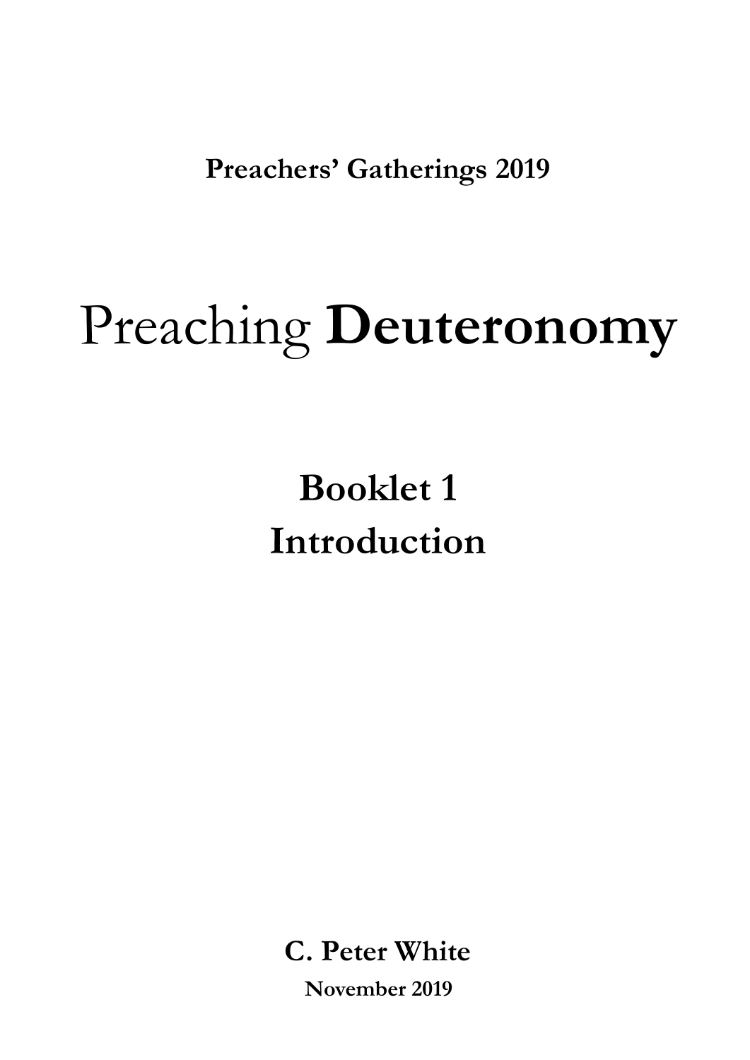**Preachers' Gatherings 2019**

# Preaching **Deuteronomy**

## Booklet 1
## Introduction

**C. Peter White**

**November 2019**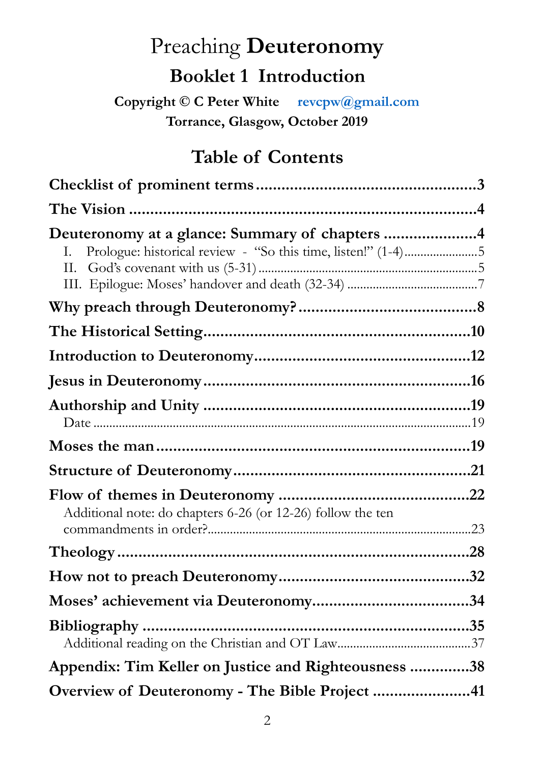# Preaching **Deuteronomy**

## Booklet 1 Introduction

**Copyright © C Peter White revcpw@gmail.com**
**Torrance, Glasgow, October 2019**

## Table of Contents

**Checklist of prominent terms** ....... 3

**The Vision** ....... 4

**Deuteronomy at a glance: Summary of chapters** ....... 4

- I. Prologue: historical review - "So this time, listen!" (1-4) ....... 5
- II. God's covenant with us (5-31) ....... 5
- III. Epilogue: Moses' handover and death (32-34) ....... 7

**Why preach through Deuteronomy?** ....... 8

**The Historical Setting** ....... 10

**Introduction to Deuteronomy** ....... 12

**Jesus in Deuteronomy** ....... 16

**Authorship and Unity** ....... 19

- Date ....... 19

**Moses the man** ....... 19

**Structure of Deuteronomy** ....... 21

**Flow of themes in Deuteronomy** ....... 22

- Additional note: do chapters 6-26 (or 12-26) follow the ten commandments in order? ....... 23

**Theology** ....... 28

**How not to preach Deuteronomy** ....... 32

**Moses' achievement via Deuteronomy** ....... 34

**Bibliography** ....... 35

- Additional reading on the Christian and OT Law ....... 37

**Appendix: Tim Keller on Justice and Righteousness** ....... 38

**Overview of Deuteronomy - The Bible Project** ....... 41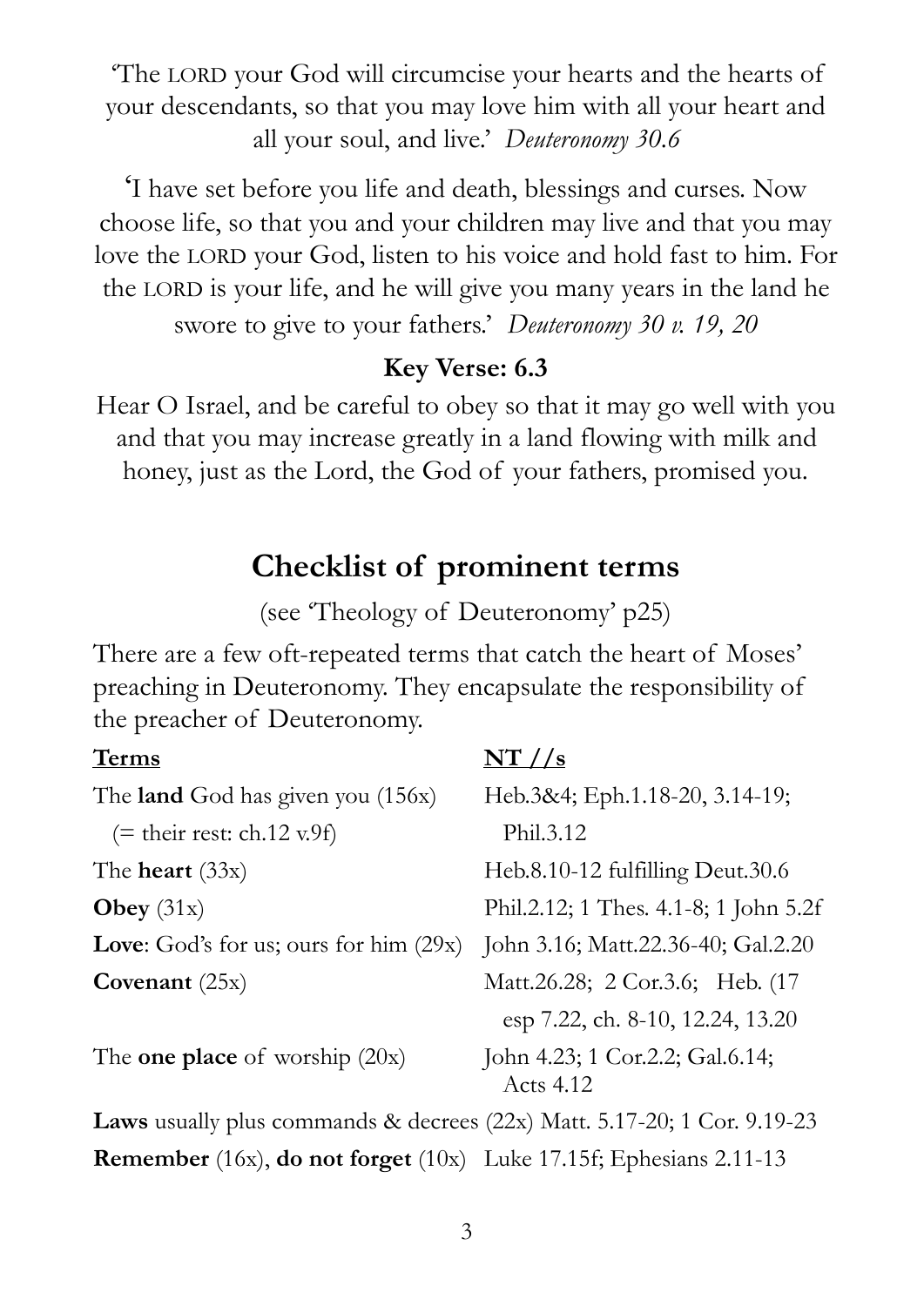'The LORD your God will circumcise your hearts and the hearts of your descendants, so that you may love him with all your heart and all your soul, and live.' *Deuteronomy 30.6*

'I have set before you life and death, blessings and curses. Now choose life, so that you and your children may live and that you may love the LORD your God, listen to his voice and hold fast to him. For the LORD is your life, and he will give you many years in the land he swore to give to your fathers.' *Deuteronomy 30 v. 19, 20*

**Key Verse: 6.3**

Hear O Israel, and be careful to obey so that it may go well with you and that you may increase greatly in a land flowing with milk and honey, just as the Lord, the God of your fathers, promised you.

## Checklist of prominent terms

(see 'Theology of Deuteronomy' p25)

There are a few oft-repeated terms that catch the heart of Moses' preaching in Deuteronomy. They encapsulate the responsibility of the preacher of Deuteronomy.

| Terms | NT //s |
|---|---|
| The **land** God has given you (156x) (= their rest: ch.12 v.9f) | Heb.3&4; Eph.1.18-20, 3.14-19; Phil.3.12 |
| The **heart** (33x) | Heb.8.10-12 fulfilling Deut.30.6 |
| **Obey** (31x) | Phil.2.12; 1 Thes. 4.1-8; 1 John 5.2f |
| **Love**: God's for us; ours for him (29x) | John 3.16; Matt.22.36-40; Gal.2.20 |
| **Covenant** (25x) | Matt.26.28; 2 Cor.3.6; Heb. (17 esp 7.22, ch. 8-10, 12.24, 13.20 |
| The **one place** of worship (20x) | John 4.23; 1 Cor.2.2; Gal.6.14; Acts 4.12 |
| **Laws** usually plus commands & decrees (22x) | Matt. 5.17-20; 1 Cor. 9.19-23 |
| **Remember** (16x), **do not forget** (10x) | Luke 17.15f; Ephesians 2.11-13 |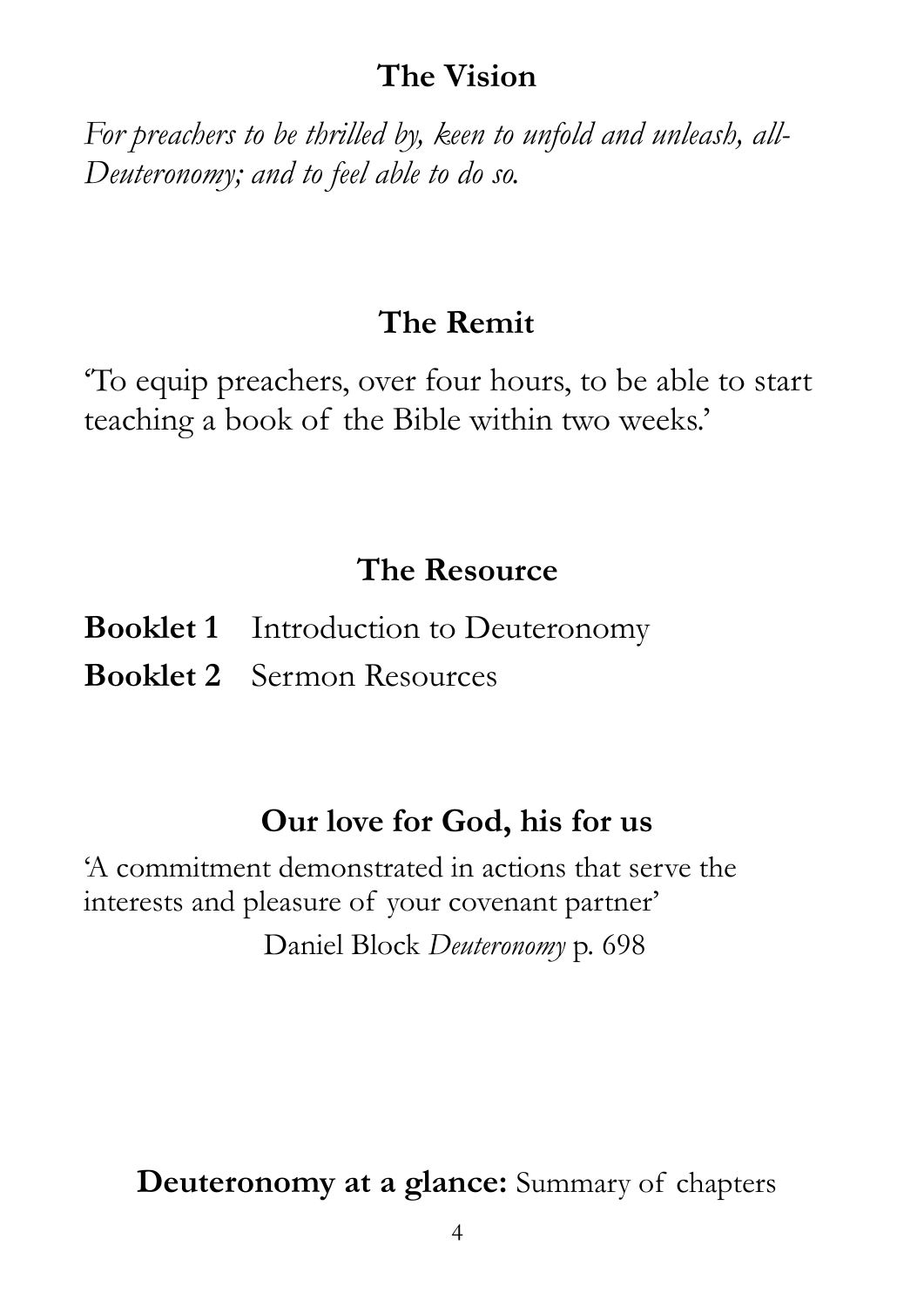## The Vision

*For preachers to be thrilled by, keen to unfold and unleash, all-Deuteronomy; and to feel able to do so.*

## The Remit

'To equip preachers, over four hours, to be able to start teaching a book of the Bible within two weeks.'

## The Resource

**Booklet 1** Introduction to Deuteronomy

**Booklet 2** Sermon Resources

## Our love for God, his for us

'A commitment demonstrated in actions that serve the interests and pleasure of your covenant partner'

Daniel Block *Deuteronomy* p. 698

**Deuteronomy at a glance:** Summary of chapters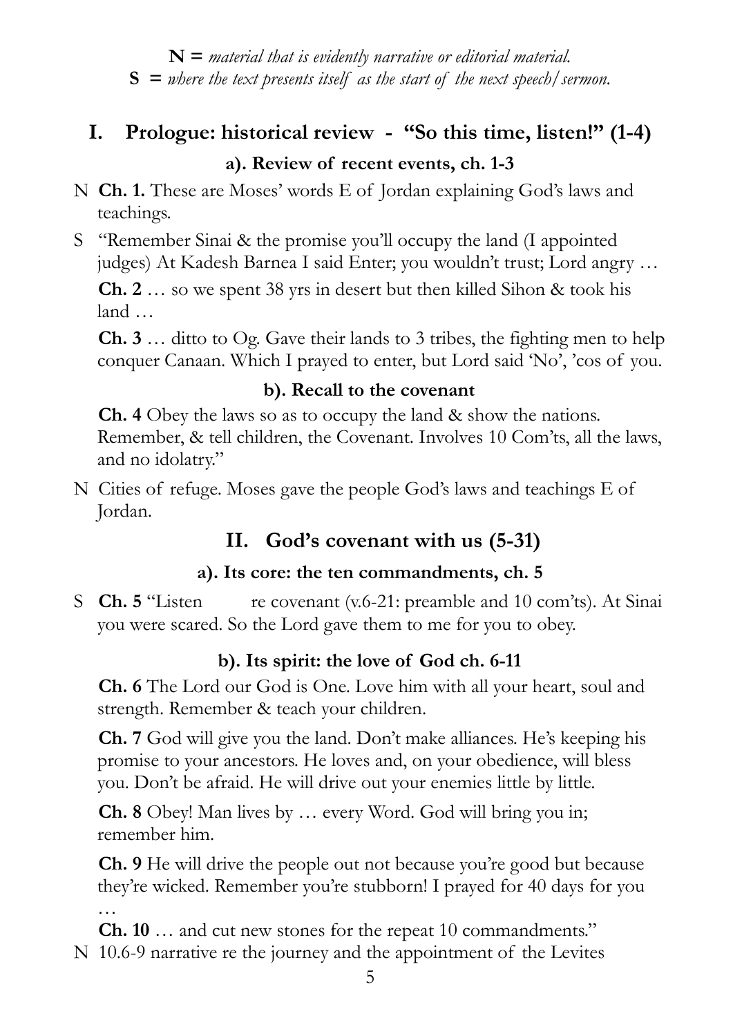**N =** *material that is evidently narrative or editorial material.*
**S =** *where the text presents itself as the start of the next speech/sermon.*

## I. Prologue: historical review - "So this time, listen!" (1-4)

### a). Review of recent events, ch. 1-3

N **Ch. 1.** These are Moses' words E of Jordan explaining God's laws and teachings.

S "Remember Sinai & the promise you'll occupy the land (I appointed judges) At Kadesh Barnea I said Enter; you wouldn't trust; Lord angry …

**Ch. 2** … so we spent 38 yrs in desert but then killed Sihon & took his land …

**Ch. 3** … ditto to Og. Gave their lands to 3 tribes, the fighting men to help conquer Canaan. Which I prayed to enter, but Lord said 'No', 'cos of you.

### b). Recall to the covenant

**Ch. 4** Obey the laws so as to occupy the land & show the nations. Remember, & tell children, the Covenant. Involves 10 Com'ts, all the laws, and no idolatry."

N Cities of refuge. Moses gave the people God's laws and teachings E of Jordan.

## II. God's covenant with us (5-31)

### a). Its core: the ten commandments, ch. 5

S **Ch. 5** "Listen re covenant (v.6-21: preamble and 10 com'ts). At Sinai you were scared. So the Lord gave them to me for you to obey.

### b). Its spirit: the love of God ch. 6-11

**Ch. 6** The Lord our God is One. Love him with all your heart, soul and strength. Remember & teach your children.

**Ch. 7** God will give you the land. Don't make alliances. He's keeping his promise to your ancestors. He loves and, on your obedience, will bless you. Don't be afraid. He will drive out your enemies little by little.

**Ch. 8** Obey! Man lives by … every Word. God will bring you in; remember him.

**Ch. 9** He will drive the people out not because you're good but because they're wicked. Remember you're stubborn! I prayed for 40 days for you …

**Ch. 10** … and cut new stones for the repeat 10 commandments."

N 10.6-9 narrative re the journey and the appointment of the Levites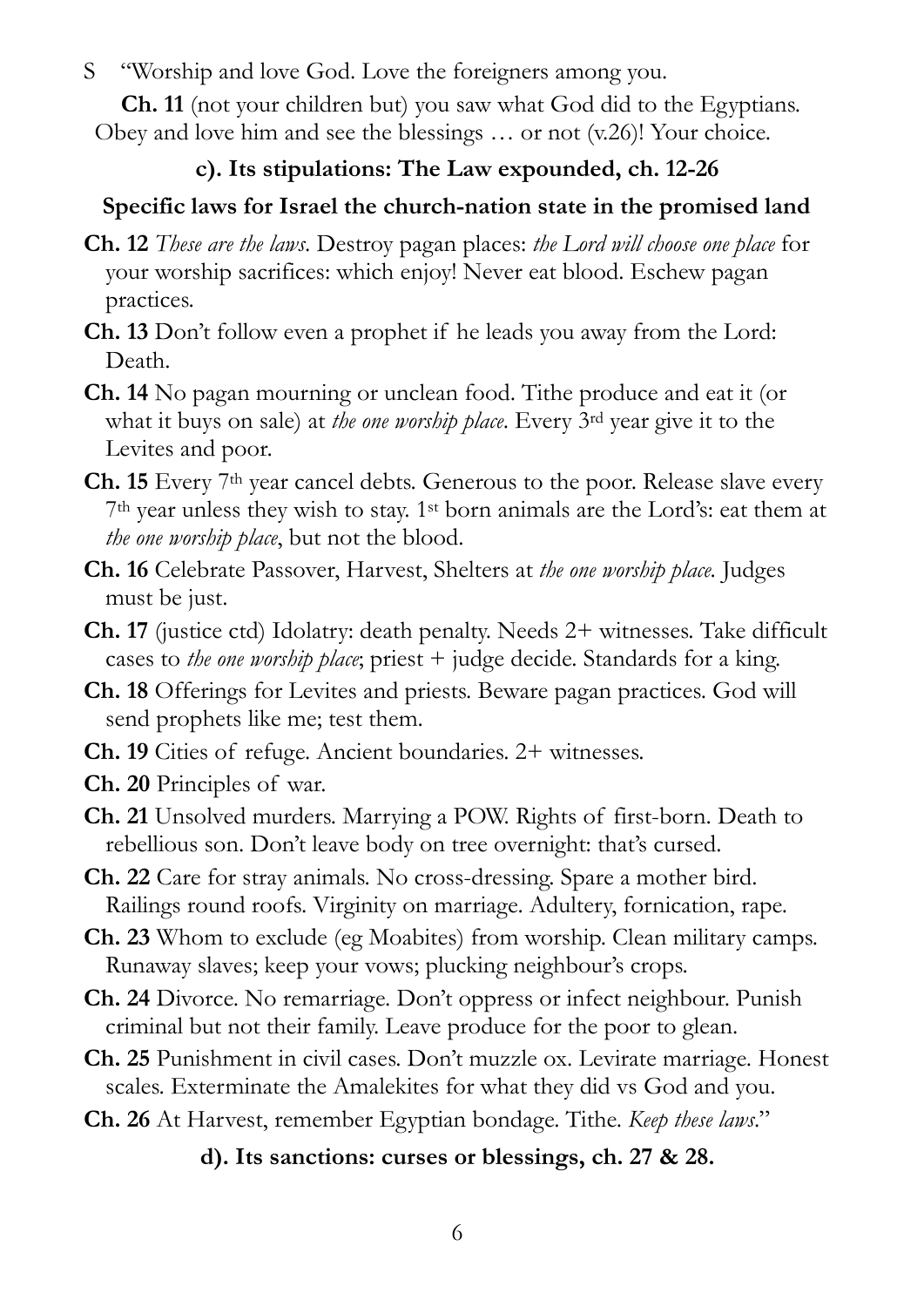S "Worship and love God. Love the foreigners among you.

**Ch. 11** (not your children but) you saw what God did to the Egyptians. Obey and love him and see the blessings … or not (v.26)! Your choice.

**c). Its stipulations: The Law expounded, ch. 12-26**

**Specific laws for Israel the church-nation state in the promised land**

**Ch. 12** *These are the laws*. Destroy pagan places: *the Lord will choose one place* for your worship sacrifices: which enjoy! Never eat blood. Eschew pagan practices.

**Ch. 13** Don't follow even a prophet if he leads you away from the Lord: Death.

**Ch. 14** No pagan mourning or unclean food. Tithe produce and eat it (or what it buys on sale) at *the one worship place*. Every 3rd year give it to the Levites and poor.

**Ch. 15** Every 7th year cancel debts. Generous to the poor. Release slave every 7th year unless they wish to stay. 1st born animals are the Lord's: eat them at *the one worship place*, but not the blood.

**Ch. 16** Celebrate Passover, Harvest, Shelters at *the one worship place.* Judges must be just.

**Ch. 17** (justice ctd) Idolatry: death penalty. Needs 2+ witnesses. Take difficult cases to *the one worship place*; priest + judge decide. Standards for a king.

**Ch. 18** Offerings for Levites and priests. Beware pagan practices. God will send prophets like me; test them.

**Ch. 19** Cities of refuge. Ancient boundaries. 2+ witnesses.

**Ch. 20** Principles of war.

**Ch. 21** Unsolved murders. Marrying a POW. Rights of first-born. Death to rebellious son. Don't leave body on tree overnight: that's cursed.

**Ch. 22** Care for stray animals. No cross-dressing. Spare a mother bird. Railings round roofs. Virginity on marriage. Adultery, fornication, rape.

**Ch. 23** Whom to exclude (eg Moabites) from worship. Clean military camps. Runaway slaves; keep your vows; plucking neighbour's crops.

**Ch. 24** Divorce. No remarriage. Don't oppress or infect neighbour. Punish criminal but not their family. Leave produce for the poor to glean.

**Ch. 25** Punishment in civil cases. Don't muzzle ox. Levirate marriage. Honest scales. Exterminate the Amalekites for what they did vs God and you.

**Ch. 26** At Harvest, remember Egyptian bondage. Tithe. *Keep these laws*."

**d). Its sanctions: curses or blessings, ch. 27 & 28.**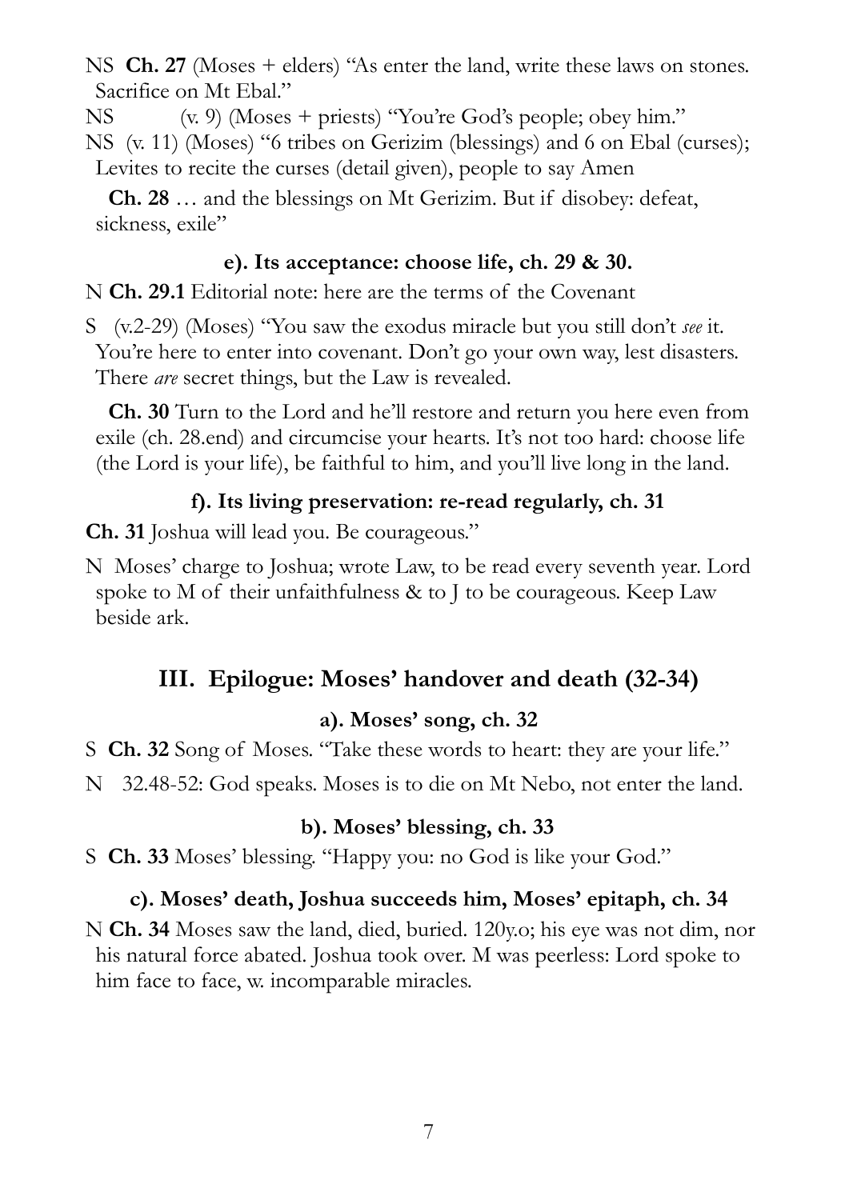NS **Ch. 27** (Moses + elders) "As enter the land, write these laws on stones. Sacrifice on Mt Ebal."

NS (v. 9) (Moses + priests) "You're God's people; obey him."

NS (v. 11) (Moses) "6 tribes on Gerizim (blessings) and 6 on Ebal (curses); Levites to recite the curses (detail given), people to say Amen

**Ch. 28** … and the blessings on Mt Gerizim. But if disobey: defeat, sickness, exile"

#### e). Its acceptance: choose life, ch. 29 & 30.

N **Ch. 29.1** Editorial note: here are the terms of the Covenant

S (v.2-29) (Moses) "You saw the exodus miracle but you still don't *see* it. You're here to enter into covenant. Don't go your own way, lest disasters. There *are* secret things, but the Law is revealed.

**Ch. 30** Turn to the Lord and he'll restore and return you here even from exile (ch. 28.end) and circumcise your hearts. It's not too hard: choose life (the Lord is your life), be faithful to him, and you'll live long in the land.

#### f). Its living preservation: re-read regularly, ch. 31

**Ch. 31** Joshua will lead you. Be courageous."

N Moses' charge to Joshua; wrote Law, to be read every seventh year. Lord spoke to M of their unfaithfulness & to J to be courageous. Keep Law beside ark.

### III. Epilogue: Moses' handover and death (32-34)

#### a). Moses' song, ch. 32

S **Ch. 32** Song of Moses. "Take these words to heart: they are your life."

N 32.48-52: God speaks. Moses is to die on Mt Nebo, not enter the land.

#### b). Moses' blessing, ch. 33

S **Ch. 33** Moses' blessing. "Happy you: no God is like your God."

#### c). Moses' death, Joshua succeeds him, Moses' epitaph, ch. 34

N **Ch. 34** Moses saw the land, died, buried. 120y.o; his eye was not dim, nor his natural force abated. Joshua took over. M was peerless: Lord spoke to him face to face, w. incomparable miracles.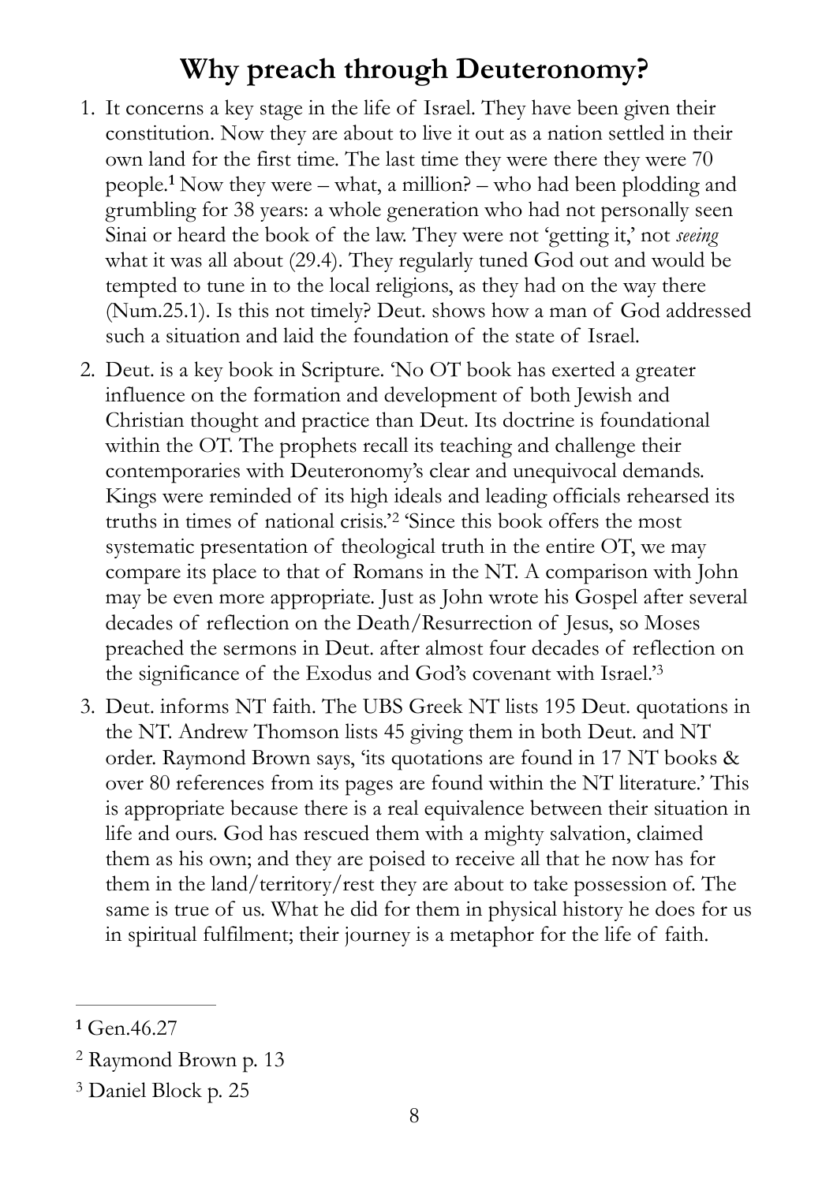# Why preach through Deuteronomy?

1. It concerns a key stage in the life of Israel. They have been given their constitution. Now they are about to live it out as a nation settled in their own land for the first time. The last time they were there they were 70 people.[1] Now they were – what, a million? – who had been plodding and grumbling for 38 years: a whole generation who had not personally seen Sinai or heard the book of the law. They were not 'getting it,' not *seeing* what it was all about (29.4). They regularly tuned God out and would be tempted to tune in to the local religions, as they had on the way there (Num.25.1). Is this not timely? Deut. shows how a man of God addressed such a situation and laid the foundation of the state of Israel.

2. Deut. is a key book in Scripture. 'No OT book has exerted a greater influence on the formation and development of both Jewish and Christian thought and practice than Deut. Its doctrine is foundational within the OT. The prophets recall its teaching and challenge their contemporaries with Deuteronomy's clear and unequivocal demands. Kings were reminded of its high ideals and leading officials rehearsed its truths in times of national crisis.'[2] 'Since this book offers the most systematic presentation of theological truth in the entire OT, we may compare its place to that of Romans in the NT. A comparison with John may be even more appropriate. Just as John wrote his Gospel after several decades of reflection on the Death/Resurrection of Jesus, so Moses preached the sermons in Deut. after almost four decades of reflection on the significance of the Exodus and God's covenant with Israel.'[3]

3. Deut. informs NT faith. The UBS Greek NT lists 195 Deut. quotations in the NT. Andrew Thomson lists 45 giving them in both Deut. and NT order. Raymond Brown says, 'its quotations are found in 17 NT books & over 80 references from its pages are found within the NT literature.' This is appropriate because there is a real equivalence between their situation in life and ours. God has rescued them with a mighty salvation, claimed them as his own; and they are poised to receive all that he now has for them in the land/territory/rest they are about to take possession of. The same is true of us. What he did for them in physical history he does for us in spiritual fulfilment; their journey is a metaphor for the life of faith.

---

[1] Gen.46.27

[2] Raymond Brown p. 13

[3] Daniel Block p. 25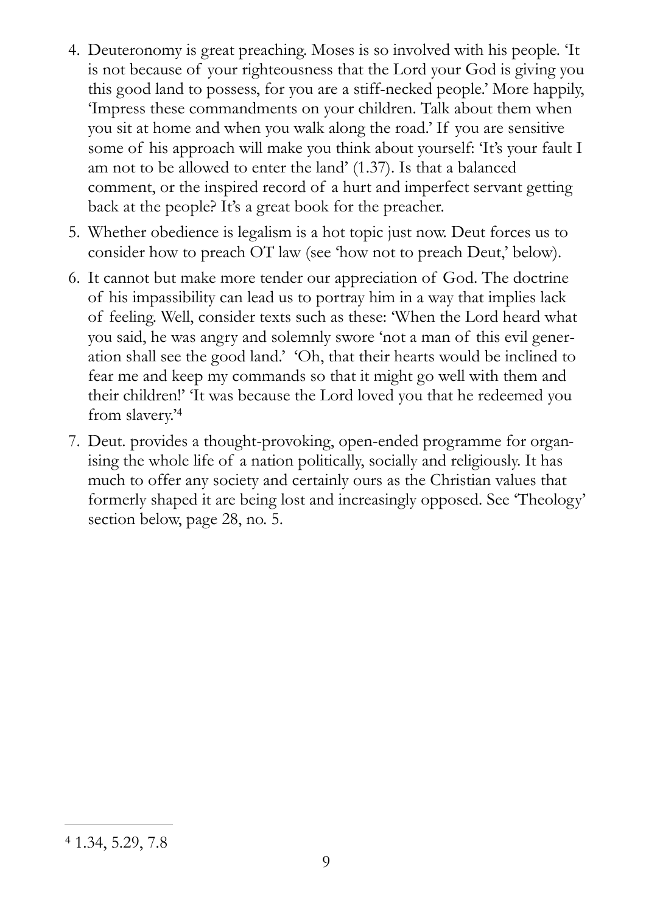4. Deuteronomy is great preaching. Moses is so involved with his people. 'It is not because of your righteousness that the Lord your God is giving you this good land to possess, for you are a stiff-necked people.' More happily, 'Impress these commandments on your children. Talk about them when you sit at home and when you walk along the road.' If you are sensitive some of his approach will make you think about yourself: 'It's your fault I am not to be allowed to enter the land' (1.37). Is that a balanced comment, or the inspired record of a hurt and imperfect servant getting back at the people? It's a great book for the preacher.
5. Whether obedience is legalism is a hot topic just now. Deut forces us to consider how to preach OT law (see 'how not to preach Deut,' below).
6. It cannot but make more tender our appreciation of God. The doctrine of his impassibility can lead us to portray him in a way that implies lack of feeling. Well, consider texts such as these: 'When the Lord heard what you said, he was angry and solemnly swore 'not a man of this evil generation shall see the good land.' 'Oh, that their hearts would be inclined to fear me and keep my commands so that it might go well with them and their children!' 'It was because the Lord loved you that he redeemed you from slavery.'[4]
7. Deut. provides a thought-provoking, open-ended programme for organising the whole life of a nation politically, socially and religiously. It has much to offer any society and certainly ours as the Christian values that formerly shaped it are being lost and increasingly opposed. See 'Theology' section below, page 28, no. 5.

---

[4] 1.34, 5.29, 7.8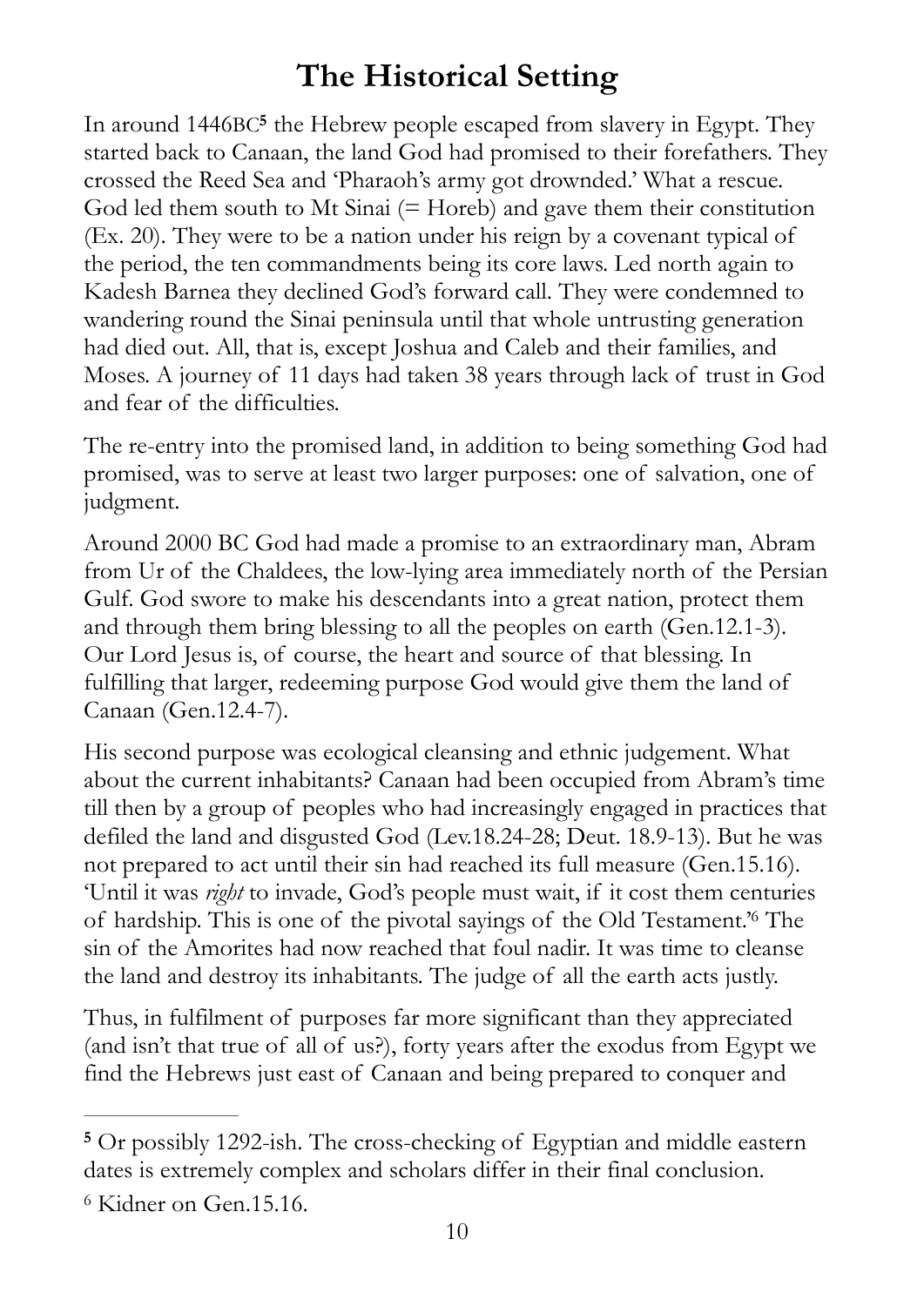# The Historical Setting

In around 1446BC[5] the Hebrew people escaped from slavery in Egypt. They started back to Canaan, the land God had promised to their forefathers. They crossed the Reed Sea and 'Pharaoh's army got drownded.' What a rescue. God led them south to Mt Sinai (= Horeb) and gave them their constitution (Ex. 20). They were to be a nation under his reign by a covenant typical of the period, the ten commandments being its core laws. Led north again to Kadesh Barnea they declined God's forward call. They were condemned to wandering round the Sinai peninsula until that whole untrusting generation had died out. All, that is, except Joshua and Caleb and their families, and Moses. A journey of 11 days had taken 38 years through lack of trust in God and fear of the difficulties.

The re-entry into the promised land, in addition to being something God had promised, was to serve at least two larger purposes: one of salvation, one of judgment.

Around 2000 BC God had made a promise to an extraordinary man, Abram from Ur of the Chaldees, the low-lying area immediately north of the Persian Gulf. God swore to make his descendants into a great nation, protect them and through them bring blessing to all the peoples on earth (Gen.12.1-3). Our Lord Jesus is, of course, the heart and source of that blessing. In fulfilling that larger, redeeming purpose God would give them the land of Canaan (Gen.12.4-7).

His second purpose was ecological cleansing and ethnic judgement. What about the current inhabitants? Canaan had been occupied from Abram's time till then by a group of peoples who had increasingly engaged in practices that defiled the land and disgusted God (Lev.18.24-28; Deut. 18.9-13). But he was not prepared to act until their sin had reached its full measure (Gen.15.16). 'Until it was *right* to invade, God's people must wait, if it cost them centuries of hardship. This is one of the pivotal sayings of the Old Testament.'[6] The sin of the Amorites had now reached that foul nadir. It was time to cleanse the land and destroy its inhabitants. The judge of all the earth acts justly.

Thus, in fulfilment of purposes far more significant than they appreciated (and isn't that true of all of us?), forty years after the exodus from Egypt we find the Hebrews just east of Canaan and being prepared to conquer and

---

[5] Or possibly 1292-ish. The cross-checking of Egyptian and middle eastern dates is extremely complex and scholars differ in their final conclusion.

[6] Kidner on Gen.15.16.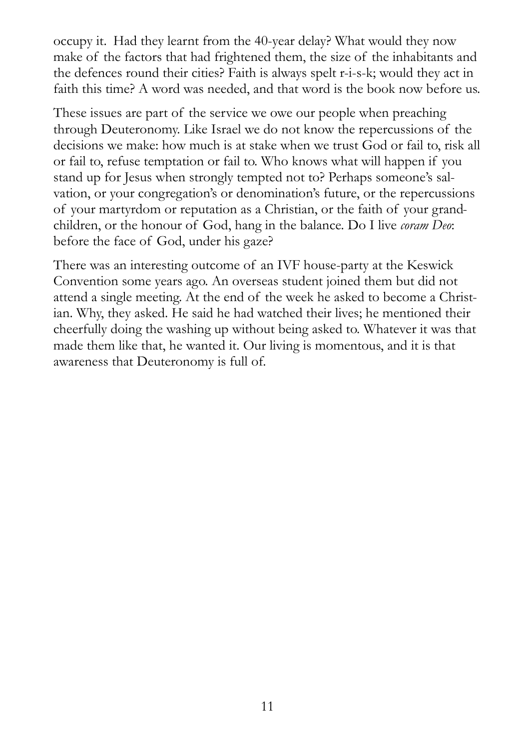occupy it. Had they learnt from the 40-year delay? What would they now make of the factors that had frightened them, the size of the inhabitants and the defences round their cities? Faith is always spelt r-i-s-k; would they act in faith this time? A word was needed, and that word is the book now before us.

These issues are part of the service we owe our people when preaching through Deuteronomy. Like Israel we do not know the repercussions of the decisions we make: how much is at stake when we trust God or fail to, risk all or fail to, refuse temptation or fail to. Who knows what will happen if you stand up for Jesus when strongly tempted not to? Perhaps someone's salvation, or your congregation's or denomination's future, or the repercussions of your martyrdom or reputation as a Christian, or the faith of your grandchildren, or the honour of God, hang in the balance. Do I live *coram Deo*: before the face of God, under his gaze?

There was an interesting outcome of an IVF house-party at the Keswick Convention some years ago. An overseas student joined them but did not attend a single meeting. At the end of the week he asked to become a Christian. Why, they asked. He said he had watched their lives; he mentioned their cheerfully doing the washing up without being asked to. Whatever it was that made them like that, he wanted it. Our living is momentous, and it is that awareness that Deuteronomy is full of.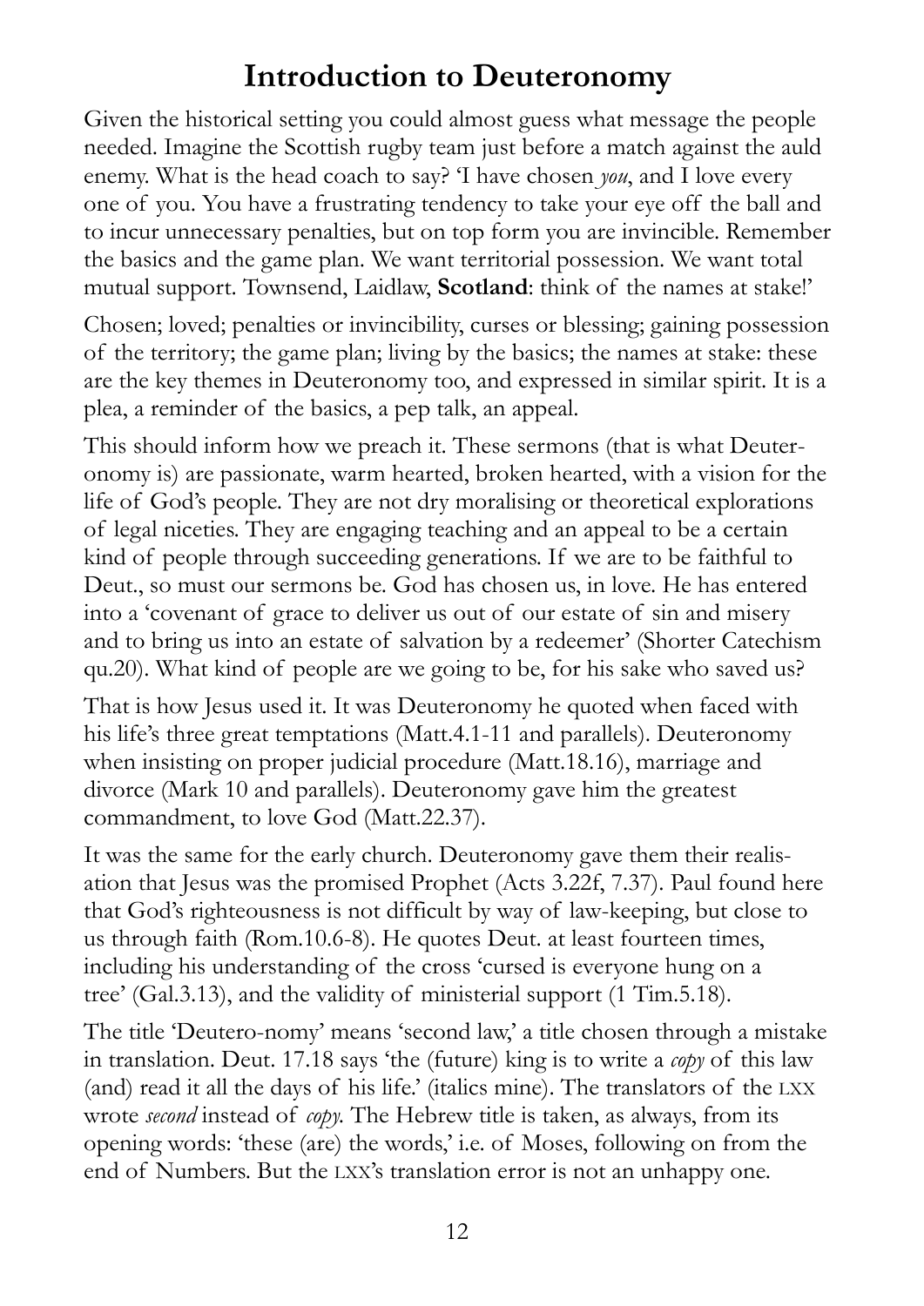# Introduction to Deuteronomy

Given the historical setting you could almost guess what message the people needed. Imagine the Scottish rugby team just before a match against the auld enemy. What is the head coach to say? 'I have chosen *you*, and I love every one of you. You have a frustrating tendency to take your eye off the ball and to incur unnecessary penalties, but on top form you are invincible. Remember the basics and the game plan. We want territorial possession. We want total mutual support. Townsend, Laidlaw, **Scotland**: think of the names at stake!'

Chosen; loved; penalties or invincibility, curses or blessing; gaining possession of the territory; the game plan; living by the basics; the names at stake: these are the key themes in Deuteronomy too, and expressed in similar spirit. It is a plea, a reminder of the basics, a pep talk, an appeal.

This should inform how we preach it. These sermons (that is what Deuteronomy is) are passionate, warm hearted, broken hearted, with a vision for the life of God's people. They are not dry moralising or theoretical explorations of legal niceties. They are engaging teaching and an appeal to be a certain kind of people through succeeding generations. If we are to be faithful to Deut., so must our sermons be. God has chosen us, in love. He has entered into a 'covenant of grace to deliver us out of our estate of sin and misery and to bring us into an estate of salvation by a redeemer' (Shorter Catechism qu.20). What kind of people are we going to be, for his sake who saved us?

That is how Jesus used it. It was Deuteronomy he quoted when faced with his life's three great temptations (Matt.4.1-11 and parallels). Deuteronomy when insisting on proper judicial procedure (Matt.18.16), marriage and divorce (Mark 10 and parallels). Deuteronomy gave him the greatest commandment, to love God (Matt.22.37).

It was the same for the early church. Deuteronomy gave them their realisation that Jesus was the promised Prophet (Acts 3.22f, 7.37). Paul found here that God's righteousness is not difficult by way of law-keeping, but close to us through faith (Rom.10.6-8). He quotes Deut. at least fourteen times, including his understanding of the cross 'cursed is everyone hung on a tree' (Gal.3.13), and the validity of ministerial support (1 Tim.5.18).

The title 'Deutero-nomy' means 'second law,' a title chosen through a mistake in translation. Deut. 17.18 says 'the (future) king is to write a *copy* of this law (and) read it all the days of his life.' (italics mine). The translators of the LXX wrote *second* instead of *copy*. The Hebrew title is taken, as always, from its opening words: 'these (are) the words,' i.e. of Moses, following on from the end of Numbers. But the LXX's translation error is not an unhappy one.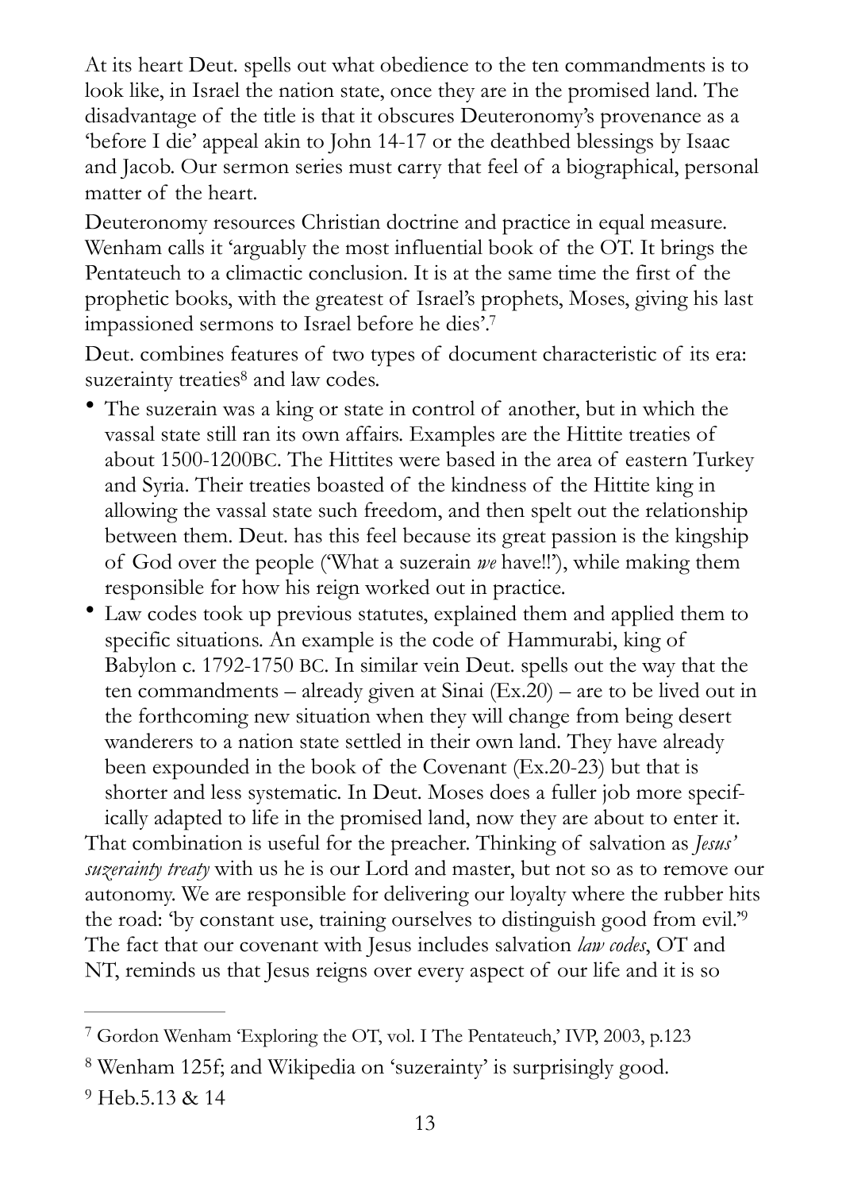At its heart Deut. spells out what obedience to the ten commandments is to look like, in Israel the nation state, once they are in the promised land. The disadvantage of the title is that it obscures Deuteronomy's provenance as a 'before I die' appeal akin to John 14-17 or the deathbed blessings by Isaac and Jacob. Our sermon series must carry that feel of a biographical, personal matter of the heart.

Deuteronomy resources Christian doctrine and practice in equal measure. Wenham calls it 'arguably the most influential book of the OT. It brings the Pentateuch to a climactic conclusion. It is at the same time the first of the prophetic books, with the greatest of Israel's prophets, Moses, giving his last impassioned sermons to Israel before he dies'.[7]

Deut. combines features of two types of document characteristic of its era: suzerainty treaties[8] and law codes.

- The suzerain was a king or state in control of another, but in which the vassal state still ran its own affairs. Examples are the Hittite treaties of about 1500-1200BC. The Hittites were based in the area of eastern Turkey and Syria. Their treaties boasted of the kindness of the Hittite king in allowing the vassal state such freedom, and then spelt out the relationship between them. Deut. has this feel because its great passion is the kingship of God over the people ('What a suzerain *we* have!!'), while making them responsible for how his reign worked out in practice.
- Law codes took up previous statutes, explained them and applied them to specific situations. An example is the code of Hammurabi, king of Babylon c. 1792-1750 BC. In similar vein Deut. spells out the way that the ten commandments – already given at Sinai (Ex.20) – are to be lived out in the forthcoming new situation when they will change from being desert wanderers to a nation state settled in their own land. They have already been expounded in the book of the Covenant (Ex.20-23) but that is shorter and less systematic. In Deut. Moses does a fuller job more specifically adapted to life in the promised land, now they are about to enter it.

That combination is useful for the preacher. Thinking of salvation as *Jesus' suzerainty treaty* with us he is our Lord and master, but not so as to remove our autonomy. We are responsible for delivering our loyalty where the rubber hits the road: 'by constant use, training ourselves to distinguish good from evil.'[9] The fact that our covenant with Jesus includes salvation *law codes*, OT and NT, reminds us that Jesus reigns over every aspect of our life and it is so

---

[7] Gordon Wenham 'Exploring the OT, vol. I The Pentateuch,' IVP, 2003, p.123

[8] Wenham 125f; and Wikipedia on 'suzerainty' is surprisingly good.

[9] Heb.5.13 & 14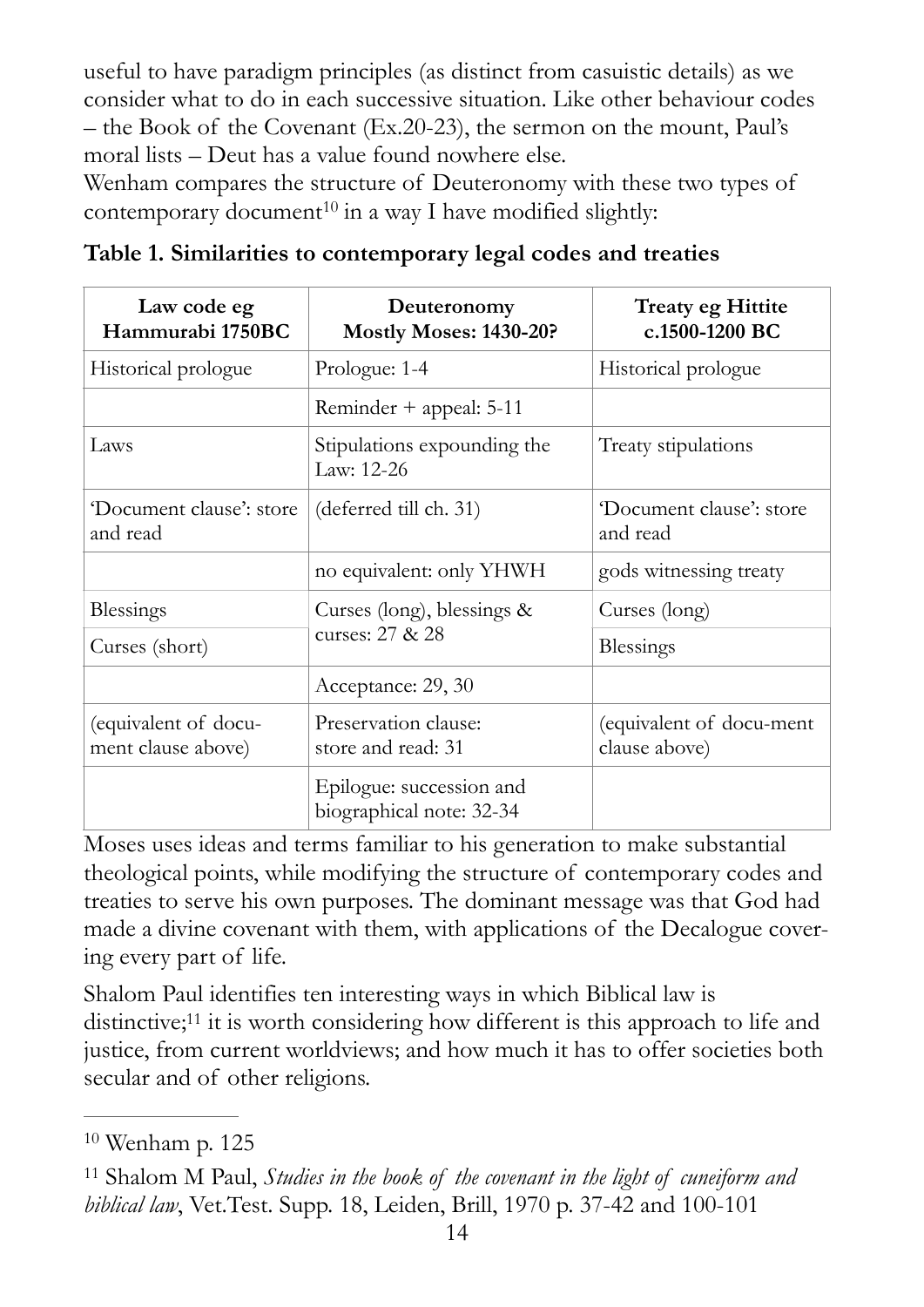useful to have paradigm principles (as distinct from casuistic details) as we consider what to do in each successive situation. Like other behaviour codes – the Book of the Covenant (Ex.20-23), the sermon on the mount, Paul's moral lists – Deut has a value found nowhere else.

Wenham compares the structure of Deuteronomy with these two types of contemporary document[10] in a way I have modified slightly:

**Table 1. Similarities to contemporary legal codes and treaties**

| Law code eg Hammurabi 1750BC | Deuteronomy Mostly Moses: 1430-20? | Treaty eg Hittite c.1500-1200 BC |
|---|---|---|
| Historical prologue | Prologue: 1-4 | Historical prologue |
| | Reminder + appeal: 5-11 | |
| Laws | Stipulations expounding the Law: 12-26 | Treaty stipulations |
| 'Document clause': store and read | (deferred till ch. 31) | 'Document clause': store and read |
| | no equivalent: only YHWH | gods witnessing treaty |
| Blessings | Curses (long), blessings & curses: 27 & 28 | Curses (long) |
| Curses (short) | | Blessings |
| | Acceptance: 29, 30 | |
| (equivalent of docu-ment clause above) | Preservation clause: store and read: 31 | (equivalent of docu-ment clause above) |
| | Epilogue: succession and biographical note: 32-34 | |

Moses uses ideas and terms familiar to his generation to make substantial theological points, while modifying the structure of contemporary codes and treaties to serve his own purposes. The dominant message was that God had made a divine covenant with them, with applications of the Decalogue covering every part of life.

Shalom Paul identifies ten interesting ways in which Biblical law is distinctive;[11] it is worth considering how different is this approach to life and justice, from current worldviews; and how much it has to offer societies both secular and of other religions.

---

[10] Wenham p. 125

[11] Shalom M Paul, *Studies in the book of the covenant in the light of cuneiform and biblical law*, Vet.Test. Supp. 18, Leiden, Brill, 1970 p. 37-42 and 100-101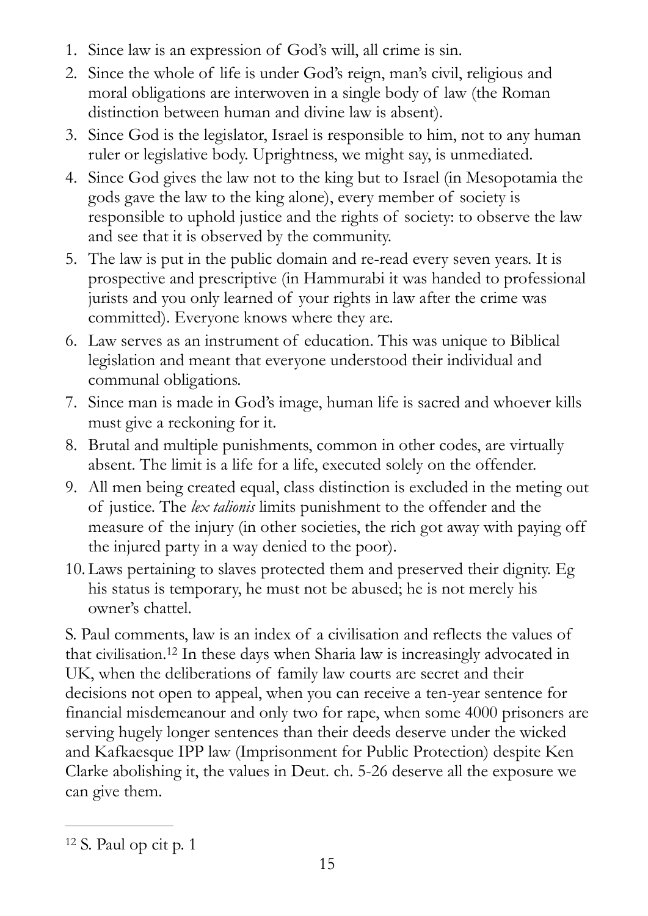1. Since law is an expression of God's will, all crime is sin.
2. Since the whole of life is under God's reign, man's civil, religious and moral obligations are interwoven in a single body of law (the Roman distinction between human and divine law is absent).
3. Since God is the legislator, Israel is responsible to him, not to any human ruler or legislative body. Uprightness, we might say, is unmediated.
4. Since God gives the law not to the king but to Israel (in Mesopotamia the gods gave the law to the king alone), every member of society is responsible to uphold justice and the rights of society: to observe the law and see that it is observed by the community.
5. The law is put in the public domain and re-read every seven years. It is prospective and prescriptive (in Hammurabi it was handed to professional jurists and you only learned of your rights in law after the crime was committed). Everyone knows where they are.
6. Law serves as an instrument of education. This was unique to Biblical legislation and meant that everyone understood their individual and communal obligations.
7. Since man is made in God's image, human life is sacred and whoever kills must give a reckoning for it.
8. Brutal and multiple punishments, common in other codes, are virtually absent. The limit is a life for a life, executed solely on the offender.
9. All men being created equal, class distinction is excluded in the meting out of justice. The *lex talionis* limits punishment to the offender and the measure of the injury (in other societies, the rich got away with paying off the injured party in a way denied to the poor).
10. Laws pertaining to slaves protected them and preserved their dignity. Eg his status is temporary, he must not be abused; he is not merely his owner's chattel.

S. Paul comments, law is an index of a civilisation and reflects the values of that civilisation.[12] In these days when Sharia law is increasingly advocated in UK, when the deliberations of family law courts are secret and their decisions not open to appeal, when you can receive a ten-year sentence for financial misdemeanour and only two for rape, when some 4000 prisoners are serving hugely longer sentences than their deeds deserve under the wicked and Kafkaesque IPP law (Imprisonment for Public Protection) despite Ken Clarke abolishing it, the values in Deut. ch. 5-26 deserve all the exposure we can give them.

---

[12] S. Paul op cit p. 1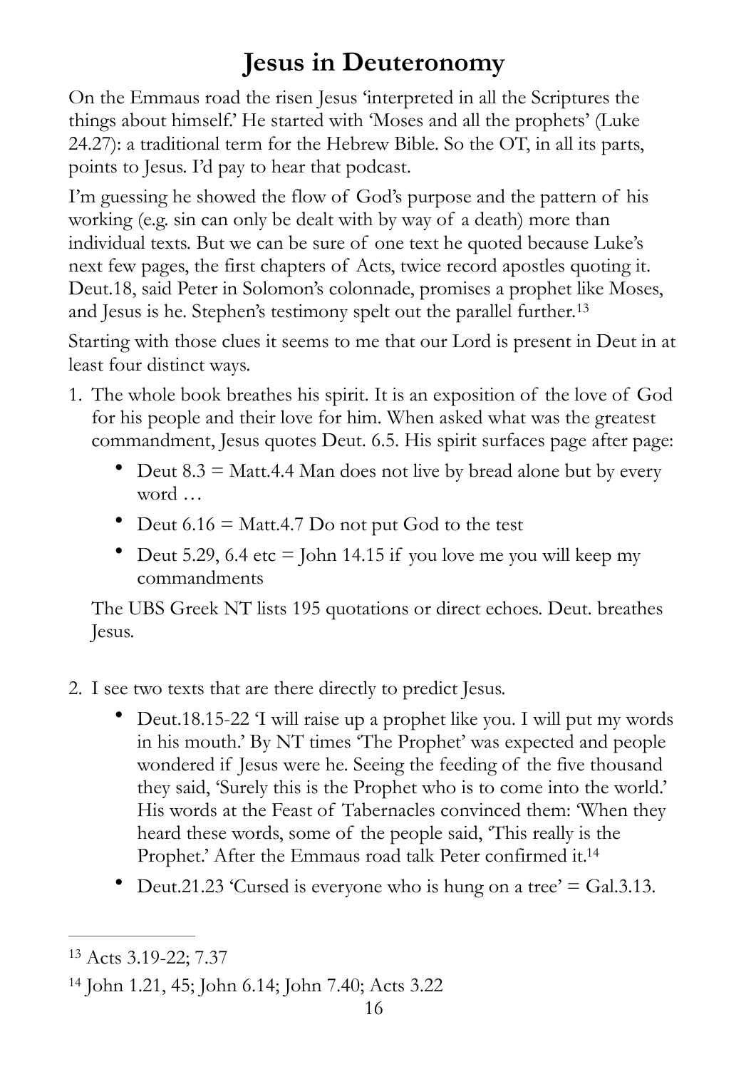# Jesus in Deuteronomy

On the Emmaus road the risen Jesus 'interpreted in all the Scriptures the things about himself.' He started with 'Moses and all the prophets' (Luke 24.27): a traditional term for the Hebrew Bible. So the OT, in all its parts, points to Jesus. I'd pay to hear that podcast.

I'm guessing he showed the flow of God's purpose and the pattern of his working (e.g. sin can only be dealt with by way of a death) more than individual texts. But we can be sure of one text he quoted because Luke's next few pages, the first chapters of Acts, twice record apostles quoting it. Deut.18, said Peter in Solomon's colonnade, promises a prophet like Moses, and Jesus is he. Stephen's testimony spelt out the parallel further.[13]

Starting with those clues it seems to me that our Lord is present in Deut in at least four distinct ways.

1. The whole book breathes his spirit. It is an exposition of the love of God for his people and their love for him. When asked what was the greatest commandment, Jesus quotes Deut. 6.5. His spirit surfaces page after page:
    - Deut 8.3 = Matt.4.4 Man does not live by bread alone but by every word …
    - Deut 6.16 = Matt.4.7 Do not put God to the test
    - Deut 5.29, 6.4 etc = John 14.15 if you love me you will keep my commandments

    The UBS Greek NT lists 195 quotations or direct echoes. Deut. breathes Jesus.

2. I see two texts that are there directly to predict Jesus.
    - Deut.18.15-22 'I will raise up a prophet like you. I will put my words in his mouth.' By NT times 'The Prophet' was expected and people wondered if Jesus were he. Seeing the feeding of the five thousand they said, 'Surely this is the Prophet who is to come into the world.' His words at the Feast of Tabernacles convinced them: 'When they heard these words, some of the people said, 'This really is the Prophet.' After the Emmaus road talk Peter confirmed it.[14]
    - Deut.21.23 'Cursed is everyone who is hung on a tree' = Gal.3.13.

---

[13] Acts 3.19-22; 7.37

[14] John 1.21, 45; John 6.14; John 7.40; Acts 3.22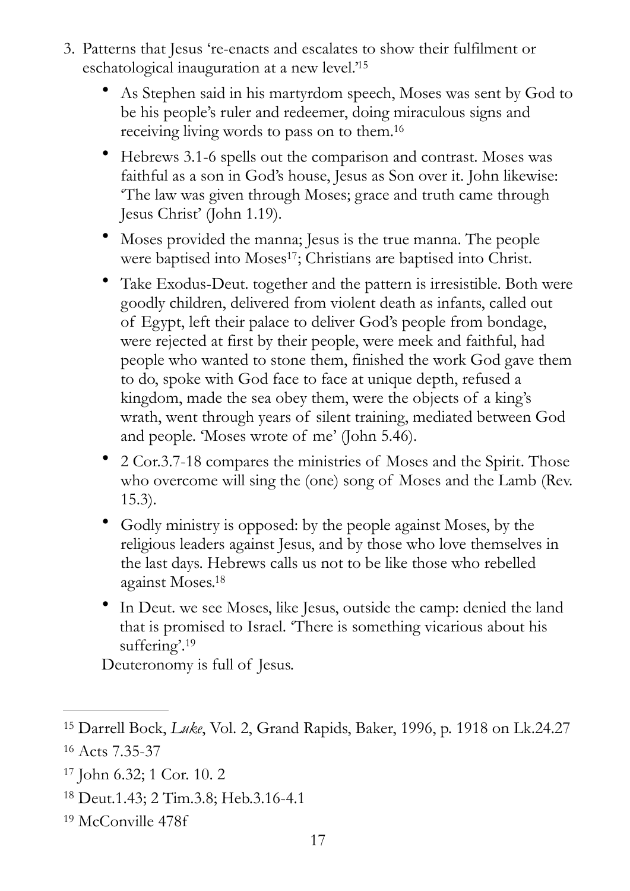3. Patterns that Jesus 're-enacts and escalates to show their fulfilment or eschatological inauguration at a new level.'[15]

    - As Stephen said in his martyrdom speech, Moses was sent by God to be his people's ruler and redeemer, doing miraculous signs and receiving living words to pass on to them.[16]
    - Hebrews 3.1-6 spells out the comparison and contrast. Moses was faithful as a son in God's house, Jesus as Son over it. John likewise: 'The law was given through Moses; grace and truth came through Jesus Christ' (John 1.19).
    - Moses provided the manna; Jesus is the true manna. The people were baptised into Moses[17]; Christians are baptised into Christ.
    - Take Exodus-Deut. together and the pattern is irresistible. Both were goodly children, delivered from violent death as infants, called out of Egypt, left their palace to deliver God's people from bondage, were rejected at first by their people, were meek and faithful, had people who wanted to stone them, finished the work God gave them to do, spoke with God face to face at unique depth, refused a kingdom, made the sea obey them, were the objects of a king's wrath, went through years of silent training, mediated between God and people. 'Moses wrote of me' (John 5.46).
    - 2 Cor.3.7-18 compares the ministries of Moses and the Spirit. Those who overcome will sing the (one) song of Moses and the Lamb (Rev. 15.3).
    - Godly ministry is opposed: by the people against Moses, by the religious leaders against Jesus, and by those who love themselves in the last days. Hebrews calls us not to be like those who rebelled against Moses.[18]
    - In Deut. we see Moses, like Jesus, outside the camp: denied the land that is promised to Israel. 'There is something vicarious about his suffering'.[19]

    Deuteronomy is full of Jesus.

---

[15] Darrell Bock, *Luke*, Vol. 2, Grand Rapids, Baker, 1996, p. 1918 on Lk.24.27

[16] Acts 7.35-37

[17] John 6.32; 1 Cor. 10. 2

[18] Deut.1.43; 2 Tim.3.8; Heb.3.16-4.1

[19] McConville 478f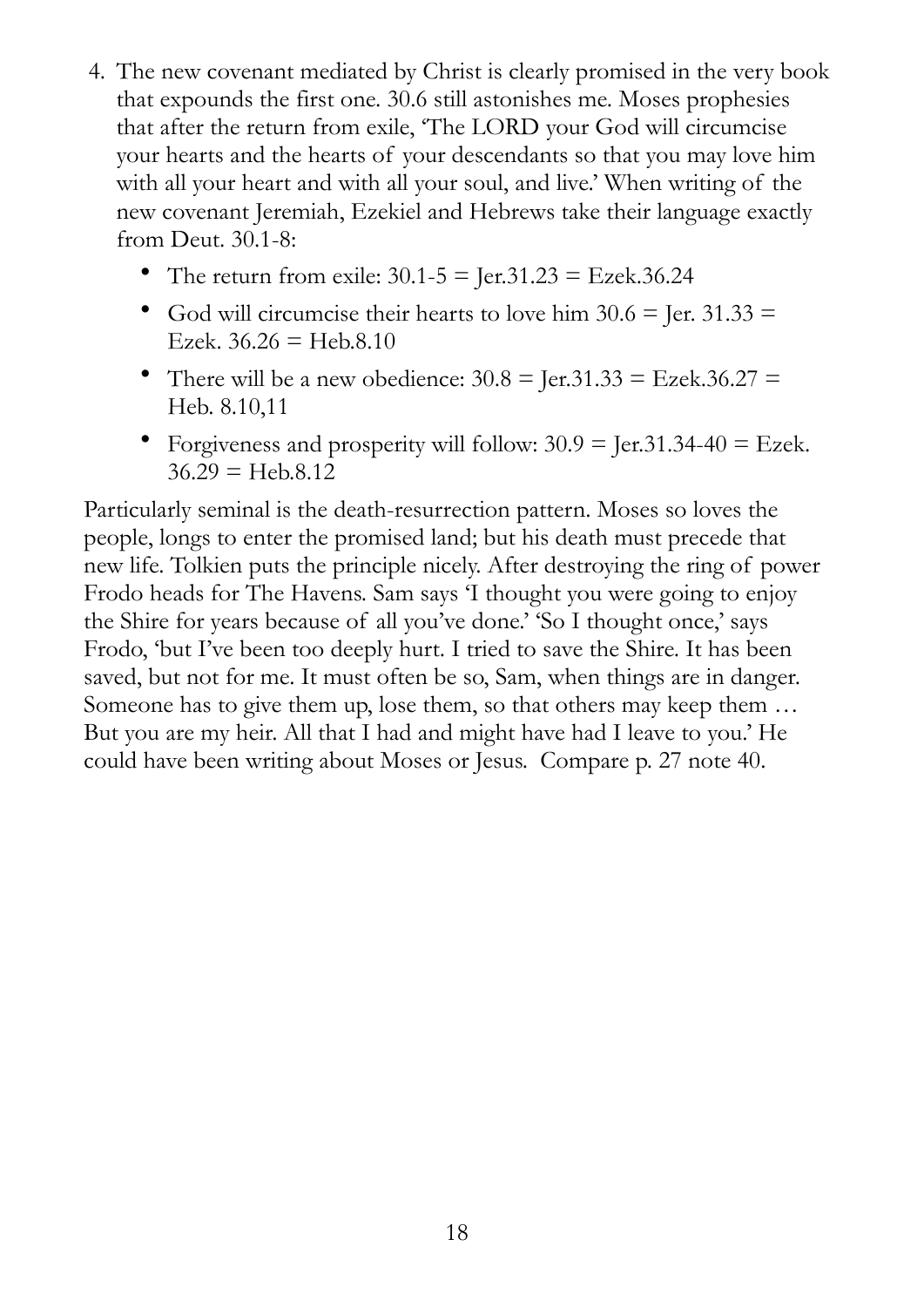4. The new covenant mediated by Christ is clearly promised in the very book that expounds the first one. 30.6 still astonishes me. Moses prophesies that after the return from exile, 'The LORD your God will circumcise your hearts and the hearts of your descendants so that you may love him with all your heart and with all your soul, and live.' When writing of the new covenant Jeremiah, Ezekiel and Hebrews take their language exactly from Deut. 30.1-8:
   - The return from exile: 30.1-5 = Jer.31.23 = Ezek.36.24
   - God will circumcise their hearts to love him 30.6 = Jer. 31.33 = Ezek. 36.26 = Heb.8.10
   - There will be a new obedience: 30.8 = Jer.31.33 = Ezek.36.27 = Heb. 8.10,11
   - Forgiveness and prosperity will follow: 30.9 = Jer.31.34-40 = Ezek. 36.29 = Heb.8.12

Particularly seminal is the death-resurrection pattern. Moses so loves the people, longs to enter the promised land; but his death must precede that new life. Tolkien puts the principle nicely. After destroying the ring of power Frodo heads for The Havens. Sam says 'I thought you were going to enjoy the Shire for years because of all you've done.' 'So I thought once,' says Frodo, 'but I've been too deeply hurt. I tried to save the Shire. It has been saved, but not for me. It must often be so, Sam, when things are in danger. Someone has to give them up, lose them, so that others may keep them … But you are my heir. All that I had and might have had I leave to you.' He could have been writing about Moses or Jesus. Compare p. 27 note 40.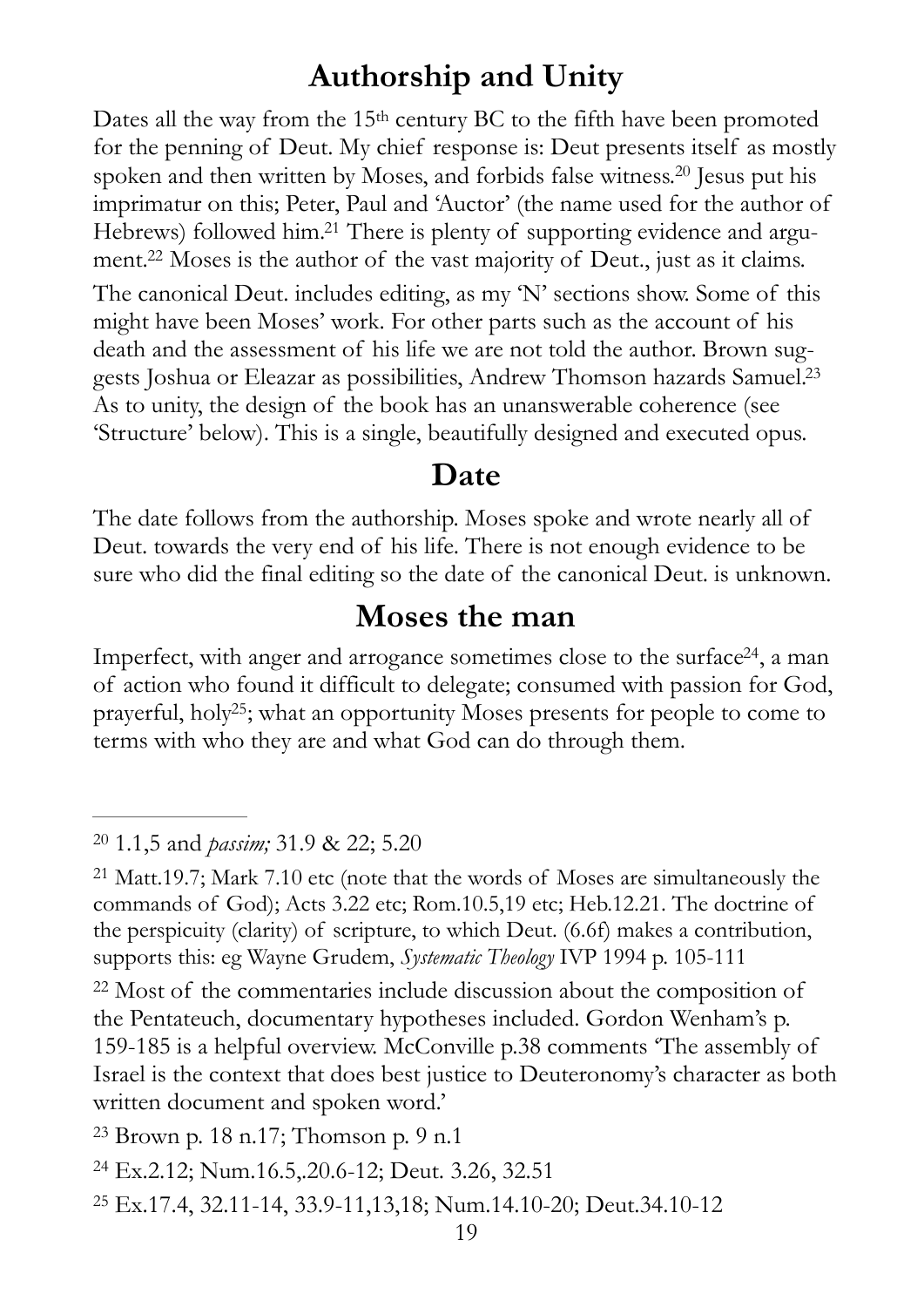## Authorship and Unity

Dates all the way from the 15th century BC to the fifth have been promoted for the penning of Deut. My chief response is: Deut presents itself as mostly spoken and then written by Moses, and forbids false witness.[20] Jesus put his imprimatur on this; Peter, Paul and 'Auctor' (the name used for the author of Hebrews) followed him.[21] There is plenty of supporting evidence and argument.[22] Moses is the author of the vast majority of Deut., just as it claims.

The canonical Deut. includes editing, as my 'N' sections show. Some of this might have been Moses' work. For other parts such as the account of his death and the assessment of his life we are not told the author. Brown suggests Joshua or Eleazar as possibilities, Andrew Thomson hazards Samuel.[23] As to unity, the design of the book has an unanswerable coherence (see 'Structure' below). This is a single, beautifully designed and executed opus.

## Date

The date follows from the authorship. Moses spoke and wrote nearly all of Deut. towards the very end of his life. There is not enough evidence to be sure who did the final editing so the date of the canonical Deut. is unknown.

## Moses the man

Imperfect, with anger and arrogance sometimes close to the surface[24], a man of action who found it difficult to delegate; consumed with passion for God, prayerful, holy[25]; what an opportunity Moses presents for people to come to terms with who they are and what God can do through them.

---

[20] 1.1,5 and *passim;* 31.9 & 22; 5.20

[21] Matt.19.7; Mark 7.10 etc (note that the words of Moses are simultaneously the commands of God); Acts 3.22 etc; Rom.10.5,19 etc; Heb.12.21. The doctrine of the perspicuity (clarity) of scripture, to which Deut. (6.6f) makes a contribution, supports this: eg Wayne Grudem, *Systematic Theology* IVP 1994 p. 105-111

[22] Most of the commentaries include discussion about the composition of the Pentateuch, documentary hypotheses included. Gordon Wenham's p. 159-185 is a helpful overview. McConville p.38 comments 'The assembly of Israel is the context that does best justice to Deuteronomy's character as both written document and spoken word.'

[23] Brown p. 18 n.17; Thomson p. 9 n.1

[24] Ex.2.12; Num.16.5,.20.6-12; Deut. 3.26, 32.51

[25] Ex.17.4, 32.11-14, 33.9-11,13,18; Num.14.10-20; Deut.34.10-12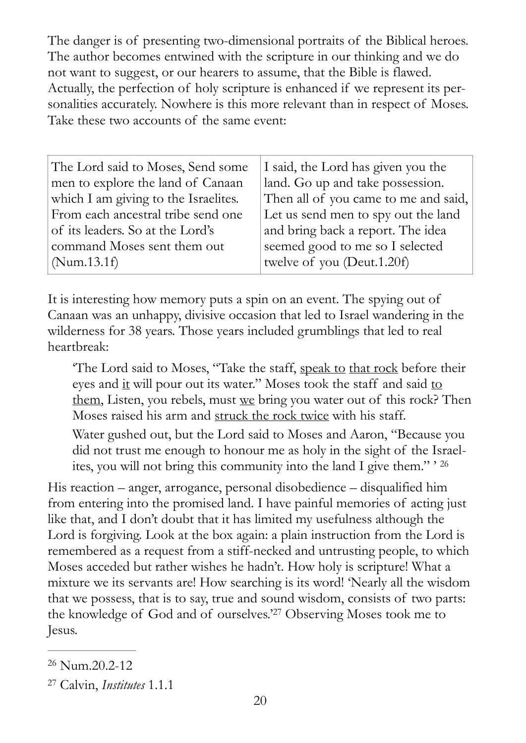The danger is of presenting two-dimensional portraits of the Biblical heroes. The author becomes entwined with the scripture in our thinking and we do not want to suggest, or our hearers to assume, that the Bible is flawed. Actually, the perfection of holy scripture is enhanced if we represent its personalities accurately. Nowhere is this more relevant than in respect of Moses. Take these two accounts of the same event:

| The Lord said to Moses, Send some men to explore the land of Canaan which I am giving to the Israelites. From each ancestral tribe send one of its leaders. So at the Lord's command Moses sent them out (Num.13.1f) | I said, the Lord has given you the land. Go up and take possession. Then all of you came to me and said, Let us send men to spy out the land and bring back a report. The idea seemed good to me so I selected twelve of you (Deut.1.20f) |
|---|---|

It is interesting how memory puts a spin on an event. The spying out of Canaan was an unhappy, divisive occasion that led to Israel wandering in the wilderness for 38 years. Those years included grumblings that led to real heartbreak:

> 'The Lord said to Moses, "Take the staff, <u>speak to</u> <u>that rock</u> before their eyes and <u>it</u> will pour out its water." Moses took the staff and said <u>to them</u>, Listen, you rebels, must <u>we</u> bring you water out of this rock? Then Moses raised his arm and <u>struck the rock twice</u> with his staff.
>
> Water gushed out, but the Lord said to Moses and Aaron, "Because you did not trust me enough to honour me as holy in the sight of the Israelites, you will not bring this community into the land I give them." '[26]

His reaction – anger, arrogance, personal disobedience – disqualified him from entering into the promised land. I have painful memories of acting just like that, and I don't doubt that it has limited my usefulness although the Lord is forgiving. Look at the box again: a plain instruction from the Lord is remembered as a request from a stiff-necked and untrusting people, to which Moses acceded but rather wishes he hadn't. How holy is scripture! What a mixture we its servants are! How searching is its word! 'Nearly all the wisdom that we possess, that is to say, true and sound wisdom, consists of two parts: the knowledge of God and of ourselves.'[27] Observing Moses took me to Jesus.

---

[26] Num.20.2-12

[27] Calvin, *Institutes* 1.1.1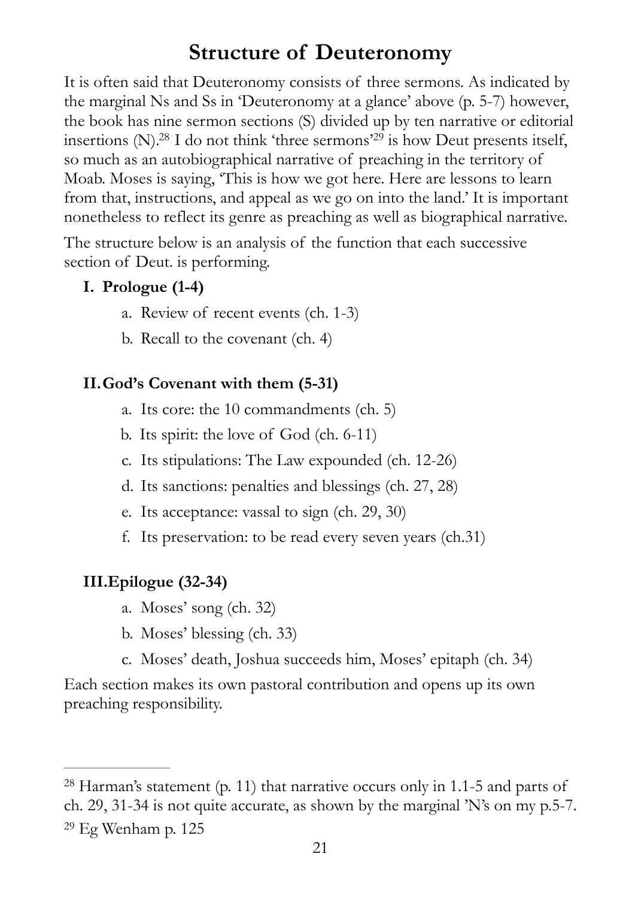# Structure of Deuteronomy

It is often said that Deuteronomy consists of three sermons. As indicated by the marginal Ns and Ss in 'Deuteronomy at a glance' above (p. 5-7) however, the book has nine sermon sections (S) divided up by ten narrative or editorial insertions (N).[28] I do not think 'three sermons'[29] is how Deut presents itself, so much as an autobiographical narrative of preaching in the territory of Moab. Moses is saying, 'This is how we got here. Here are lessons to learn from that, instructions, and appeal as we go on into the land.' It is important nonetheless to reflect its genre as preaching as well as biographical narrative.

The structure below is an analysis of the function that each successive section of Deut. is performing.

**I. Prologue (1-4)**

a. Review of recent events (ch. 1-3)
b. Recall to the covenant (ch. 4)

**II. God's Covenant with them (5-31)**

a. Its core: the 10 commandments (ch. 5)
b. Its spirit: the love of God (ch. 6-11)
c. Its stipulations: The Law expounded (ch. 12-26)
d. Its sanctions: penalties and blessings (ch. 27, 28)
e. Its acceptance: vassal to sign (ch. 29, 30)
f. Its preservation: to be read every seven years (ch.31)

**III. Epilogue (32-34)**

a. Moses' song (ch. 32)
b. Moses' blessing (ch. 33)
c. Moses' death, Joshua succeeds him, Moses' epitaph (ch. 34)

Each section makes its own pastoral contribution and opens up its own preaching responsibility.

---

[28] Harman's statement (p. 11) that narrative occurs only in 1.1-5 and parts of ch. 29, 31-34 is not quite accurate, as shown by the marginal 'N's on my p.5-7.

[29] Eg Wenham p. 125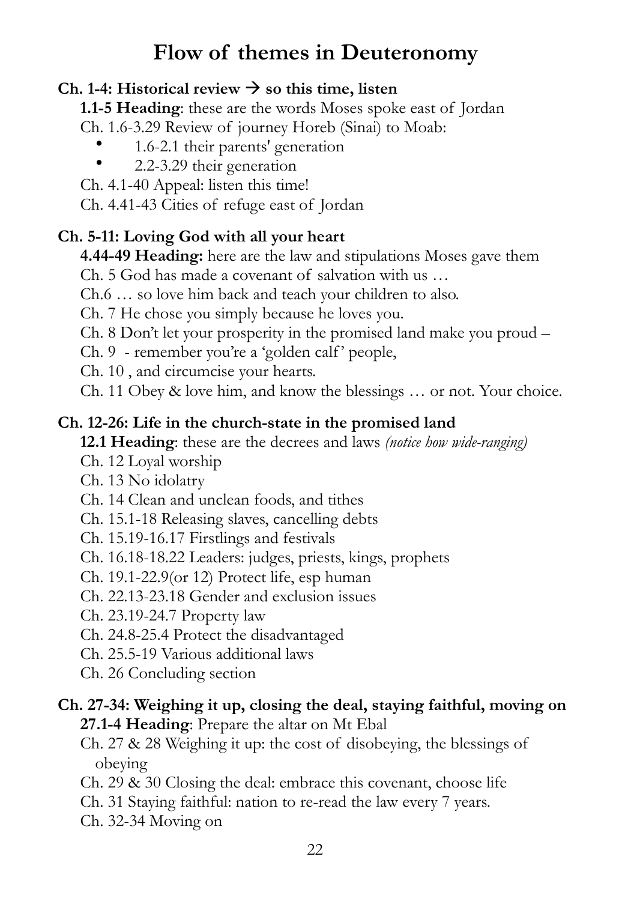# Flow of themes in Deuteronomy

**Ch. 1-4: Historical review → so this time, listen**

**1.1-5 Heading**: these are the words Moses spoke east of Jordan

Ch. 1.6-3.29 Review of journey Horeb (Sinai) to Moab:

- 1.6-2.1 their parents' generation
- 2.2-3.29 their generation

Ch. 4.1-40 Appeal: listen this time!

Ch. 4.41-43 Cities of refuge east of Jordan

**Ch. 5-11: Loving God with all your heart**

**4.44-49 Heading:** here are the law and stipulations Moses gave them

Ch. 5 God has made a covenant of salvation with us …

Ch.6 … so love him back and teach your children to also.

Ch. 7 He chose you simply because he loves you.

Ch. 8 Don't let your prosperity in the promised land make you proud –

Ch. 9 - remember you're a 'golden calf' people,

Ch. 10 , and circumcise your hearts.

Ch. 11 Obey & love him, and know the blessings … or not. Your choice.

**Ch. 12-26: Life in the church-state in the promised land**

**12.1 Heading**: these are the decrees and laws *(notice how wide-ranging)*

Ch. 12 Loyal worship

Ch. 13 No idolatry

Ch. 14 Clean and unclean foods, and tithes

Ch. 15.1-18 Releasing slaves, cancelling debts

Ch. 15.19-16.17 Firstlings and festivals

Ch. 16.18-18.22 Leaders: judges, priests, kings, prophets

Ch. 19.1-22.9(or 12) Protect life, esp human

Ch. 22.13-23.18 Gender and exclusion issues

Ch. 23.19-24.7 Property law

Ch. 24.8-25.4 Protect the disadvantaged

Ch. 25.5-19 Various additional laws

Ch. 26 Concluding section

**Ch. 27-34: Weighing it up, closing the deal, staying faithful, moving on**

**27.1-4 Heading**: Prepare the altar on Mt Ebal

Ch. 27 & 28 Weighing it up: the cost of disobeying, the blessings of obeying

Ch. 29 & 30 Closing the deal: embrace this covenant, choose life

Ch. 31 Staying faithful: nation to re-read the law every 7 years.

Ch. 32-34 Moving on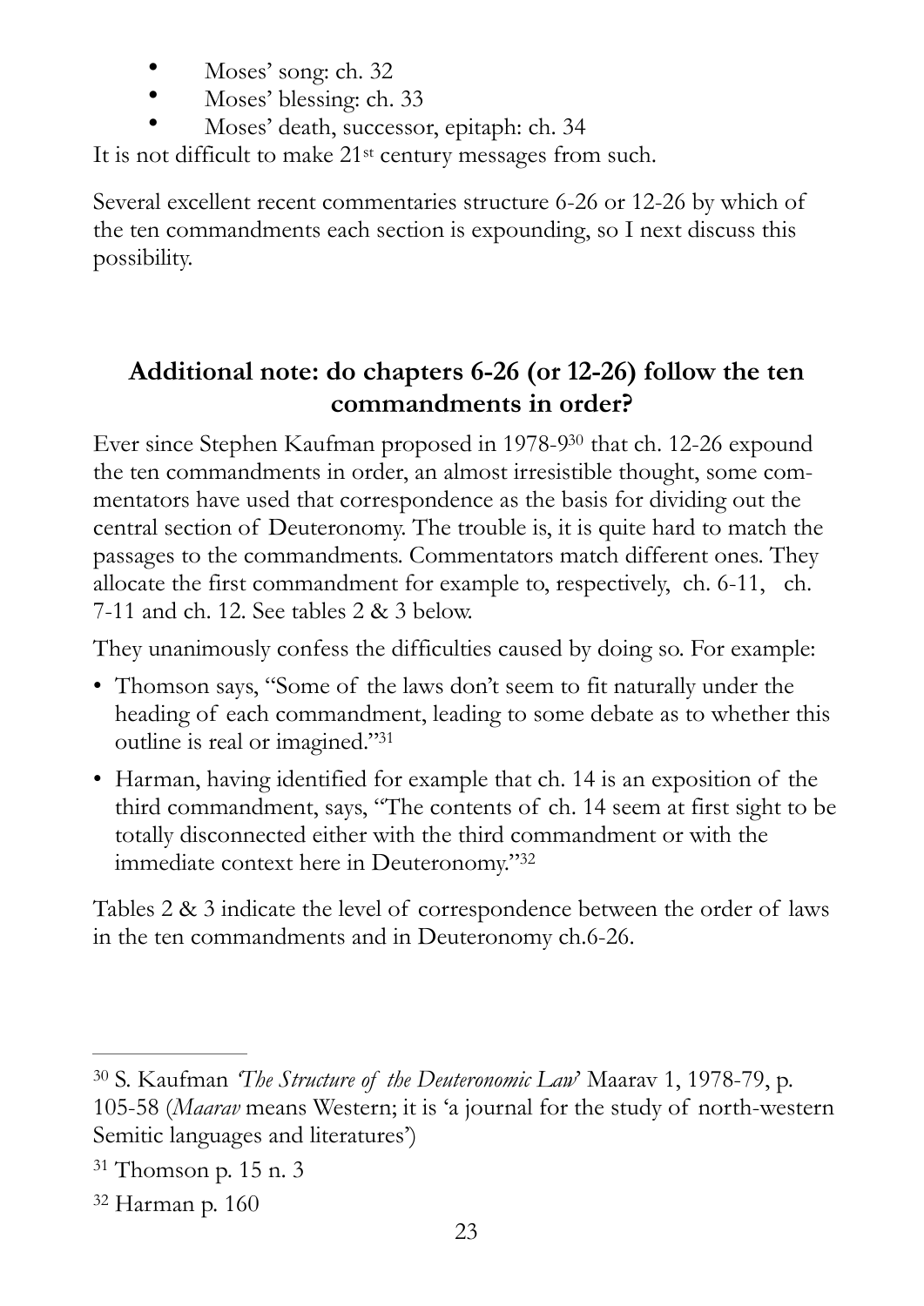- Moses' song: ch. 32
- Moses' blessing: ch. 33
- Moses' death, successor, epitaph: ch. 34

It is not difficult to make 21st century messages from such.

Several excellent recent commentaries structure 6-26 or 12-26 by which of the ten commandments each section is expounding, so I next discuss this possibility.

## Additional note: do chapters 6-26 (or 12-26) follow the ten commandments in order?

Ever since Stephen Kaufman proposed in 1978-9[30] that ch. 12-26 expound the ten commandments in order, an almost irresistible thought, some commentators have used that correspondence as the basis for dividing out the central section of Deuteronomy. The trouble is, it is quite hard to match the passages to the commandments. Commentators match different ones. They allocate the first commandment for example to, respectively, ch. 6-11, ch. 7-11 and ch. 12. See tables 2 & 3 below.

They unanimously confess the difficulties caused by doing so. For example:

- Thomson says, "Some of the laws don't seem to fit naturally under the heading of each commandment, leading to some debate as to whether this outline is real or imagined."[31]
- Harman, having identified for example that ch. 14 is an exposition of the third commandment, says, "The contents of ch. 14 seem at first sight to be totally disconnected either with the third commandment or with the immediate context here in Deuteronomy."[32]

Tables 2 & 3 indicate the level of correspondence between the order of laws in the ten commandments and in Deuteronomy ch.6-26.

---

[30] S. Kaufman *'The Structure of the Deuteronomic Law'* Maarav 1, 1978-79, p. 105-58 (*Maarav* means Western; it is 'a journal for the study of north-western Semitic languages and literatures')

[31] Thomson p. 15 n. 3

[32] Harman p. 160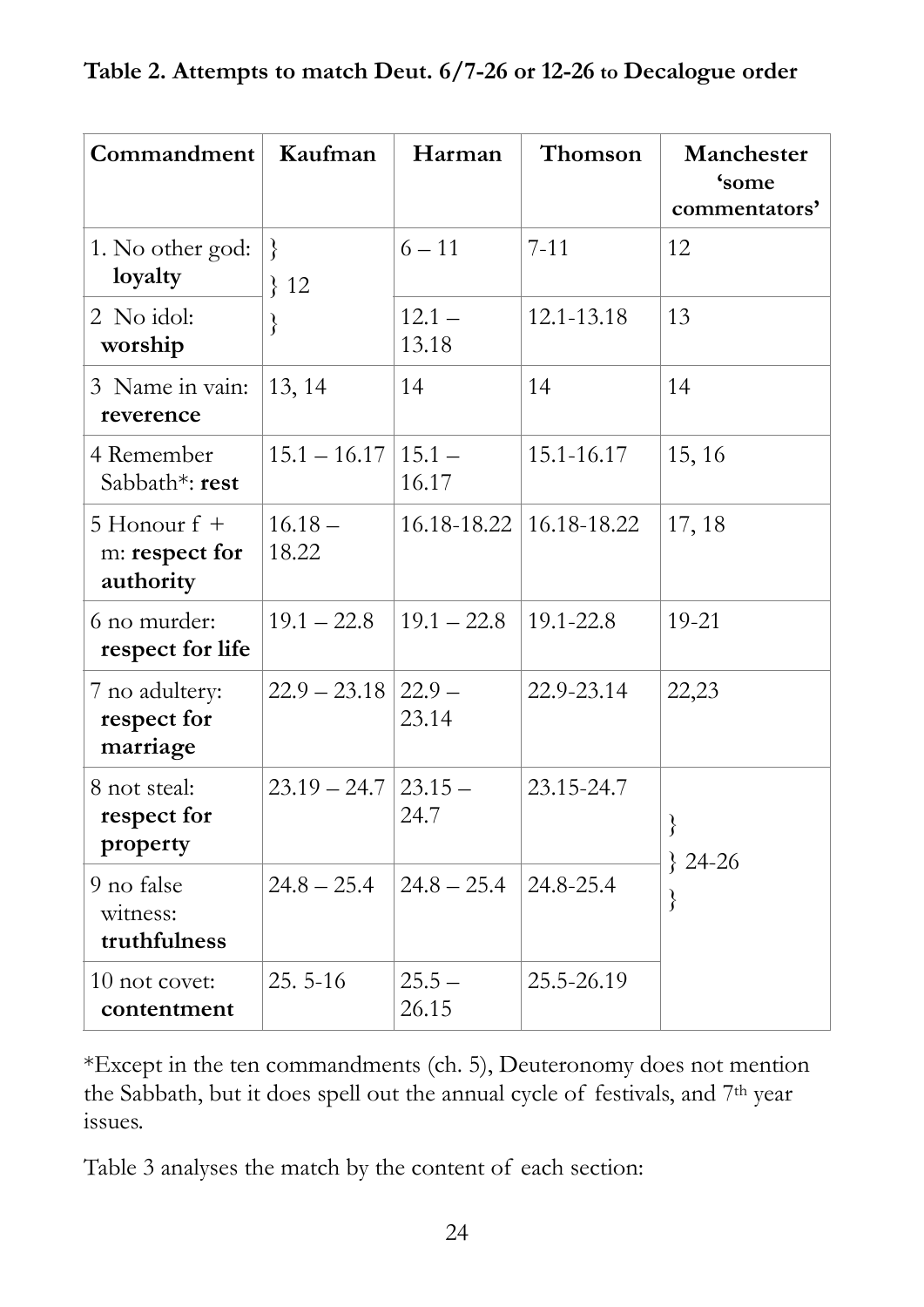**Table 2. Attempts to match Deut. 6/7-26 or 12-26 to Decalogue order**

| Commandment | Kaufman | Harman | Thomson | Manchester 'some commentators' |
|---|---|---|---|---|
| 1. No other god: **loyalty** | } 12 | 6 – 11 | 7-11 | 12 |
| 2 No idol: **worship** | } | 12.1 – 13.18 | 12.1-13.18 | 13 |
| 3 Name in vain: **reverence** | 13, 14 | 14 | 14 | 14 |
| 4 Remember Sabbath*: **rest** | 15.1 – 16.17 | 15.1 – 16.17 | 15.1-16.17 | 15, 16 |
| 5 Honour f + m: **respect for authority** | 16.18 – 18.22 | 16.18-18.22 | 16.18-18.22 | 17, 18 |
| 6 no murder: **respect for life** | 19.1 – 22.8 | 19.1 – 22.8 | 19.1-22.8 | 19-21 |
| 7 no adultery: **respect for marriage** | 22.9 – 23.18 | 22.9 – 23.14 | 22.9-23.14 | 22,23 |
| 8 not steal: **respect for property** | 23.19 – 24.7 | 23.15 – 24.7 | 23.15-24.7 | } 24-26 |
| 9 no false witness: **truthfulness** | 24.8 – 25.4 | 24.8 – 25.4 | 24.8-25.4 | } |
| 10 not covet: **contentment** | 25. 5-16 | 25.5 – 26.15 | 25.5-26.19 | } |

*Except in the ten commandments (ch. 5), Deuteronomy does not mention the Sabbath, but it does spell out the annual cycle of festivals, and 7th year issues.

Table 3 analyses the match by the content of each section: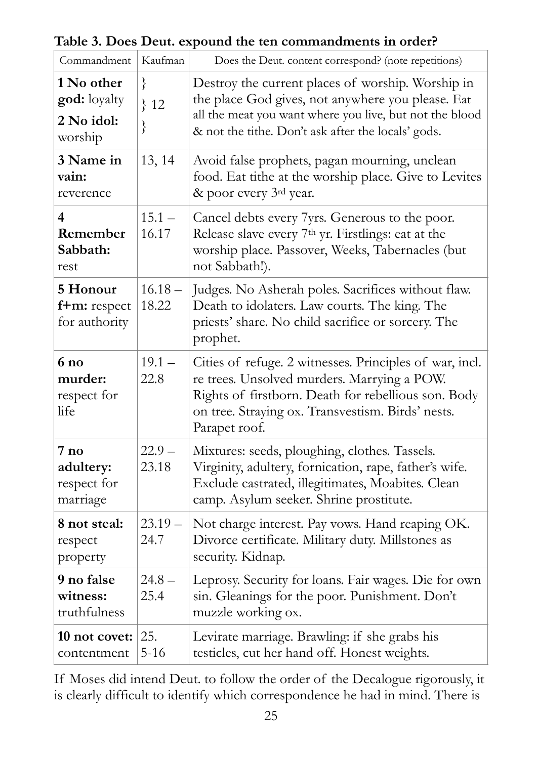**Table 3. Does Deut. expound the ten commandments in order?**

| Commandment | Kaufman | Does the Deut. content correspond? (note repetitions) |
|---|---|---|
| **1 No other god:** loyalty **2 No idol:** worship | } } 12 } | Destroy the current places of worship. Worship in the place God gives, not anywhere you please. Eat all the meat you want where you live, but not the blood & not the tithe. Don't ask after the locals' gods. |
| **3 Name in vain:** reverence | 13, 14 | Avoid false prophets, pagan mourning, unclean food. Eat tithe at the worship place. Give to Levites & poor every 3rd year. |
| **4 Remember Sabbath:** rest | 15.1 – 16.17 | Cancel debts every 7yrs. Generous to the poor. Release slave every 7th yr. Firstlings: eat at the worship place. Passover, Weeks, Tabernacles (but not Sabbath!). |
| **5 Honour f+m:** respect for authority | 16.18 – 18.22 | Judges. No Asherah poles. Sacrifices without flaw. Death to idolaters. Law courts. The king. The priests' share. No child sacrifice or sorcery. The prophet. |
| **6 no murder:** respect for life | 19.1 – 22.8 | Cities of refuge. 2 witnesses. Principles of war, incl. re trees. Unsolved murders. Marrying a POW. Rights of firstborn. Death for rebellious son. Body on tree. Straying ox. Transvestism. Birds' nests. Parapet roof. |
| **7 no adultery:** respect for marriage | 22.9 – 23.18 | Mixtures: seeds, ploughing, clothes. Tassels. Virginity, adultery, fornication, rape, father's wife. Exclude castrated, illegitimates, Moabites. Clean camp. Asylum seeker. Shrine prostitute. |
| **8 not steal:** respect property | 23.19 – 24.7 | Not charge interest. Pay vows. Hand reaping OK. Divorce certificate. Military duty. Millstones as security. Kidnap. |
| **9 no false witness:** truthfulness | 24.8 – 25.4 | Leprosy. Security for loans. Fair wages. Die for own sin. Gleanings for the poor. Punishment. Don't muzzle working ox. |
| **10 not covet:** contentment | 25. 5-16 | Levirate marriage. Brawling: if she grabs his testicles, cut her hand off. Honest weights. |

If Moses did intend Deut. to follow the order of the Decalogue rigorously, it is clearly difficult to identify which correspondence he had in mind. There is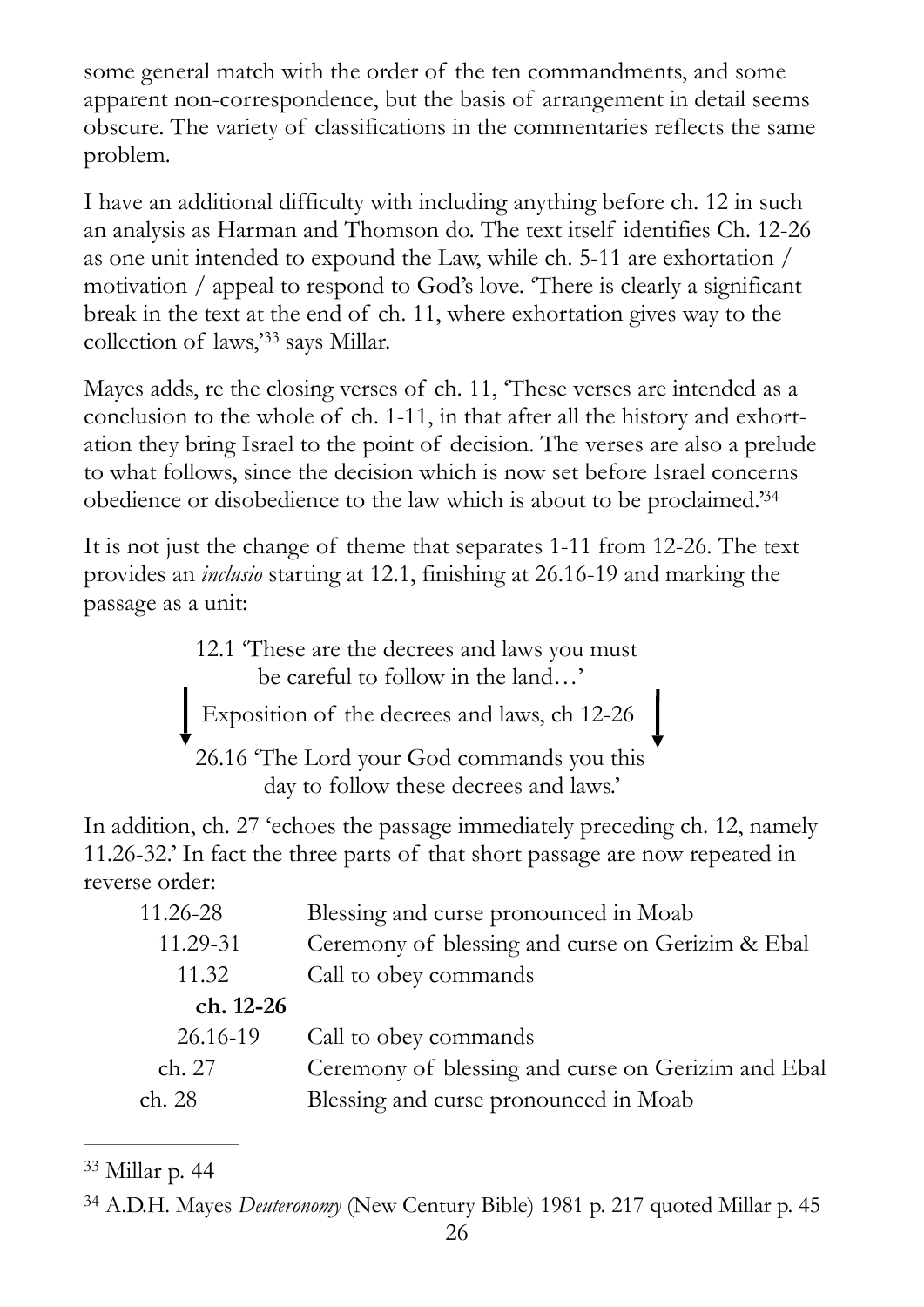some general match with the order of the ten commandments, and some apparent non-correspondence, but the basis of arrangement in detail seems obscure. The variety of classifications in the commentaries reflects the same problem.

I have an additional difficulty with including anything before ch. 12 in such an analysis as Harman and Thomson do. The text itself identifies Ch. 12-26 as one unit intended to expound the Law, while ch. 5-11 are exhortation / motivation / appeal to respond to God's love. 'There is clearly a significant break in the text at the end of ch. 11, where exhortation gives way to the collection of laws,'[33] says Millar.

Mayes adds, re the closing verses of ch. 11, 'These verses are intended as a conclusion to the whole of ch. 1-11, in that after all the history and exhortation they bring Israel to the point of decision. The verses are also a prelude to what follows, since the decision which is now set before Israel concerns obedience or disobedience to the law which is about to be proclaimed.'[34]

It is not just the change of theme that separates 1-11 from 12-26. The text provides an *inclusio* starting at 12.1, finishing at 26.16-19 and marking the passage as a unit:

> 12.1 'These are the decrees and laws you must be careful to follow in the land…'
>
> ↓ Exposition of the decrees and laws, ch 12-26 ↓
>
> 26.16 'The Lord your God commands you this day to follow these decrees and laws.'

In addition, ch. 27 'echoes the passage immediately preceding ch. 12, namely 11.26-32.' In fact the three parts of that short passage are now repeated in reverse order:

| | |
|---|---|
| 11.26-28 | Blessing and curse pronounced in Moab |
| 11.29-31 | Ceremony of blessing and curse on Gerizim & Ebal |
| 11.32 | Call to obey commands |
| **ch. 12-26** | |
| 26.16-19 | Call to obey commands |
| ch. 27 | Ceremony of blessing and curse on Gerizim and Ebal |
| ch. 28 | Blessing and curse pronounced in Moab |

---

[33] Millar p. 44

[34] A.D.H. Mayes *Deuteronomy* (New Century Bible) 1981 p. 217 quoted Millar p. 45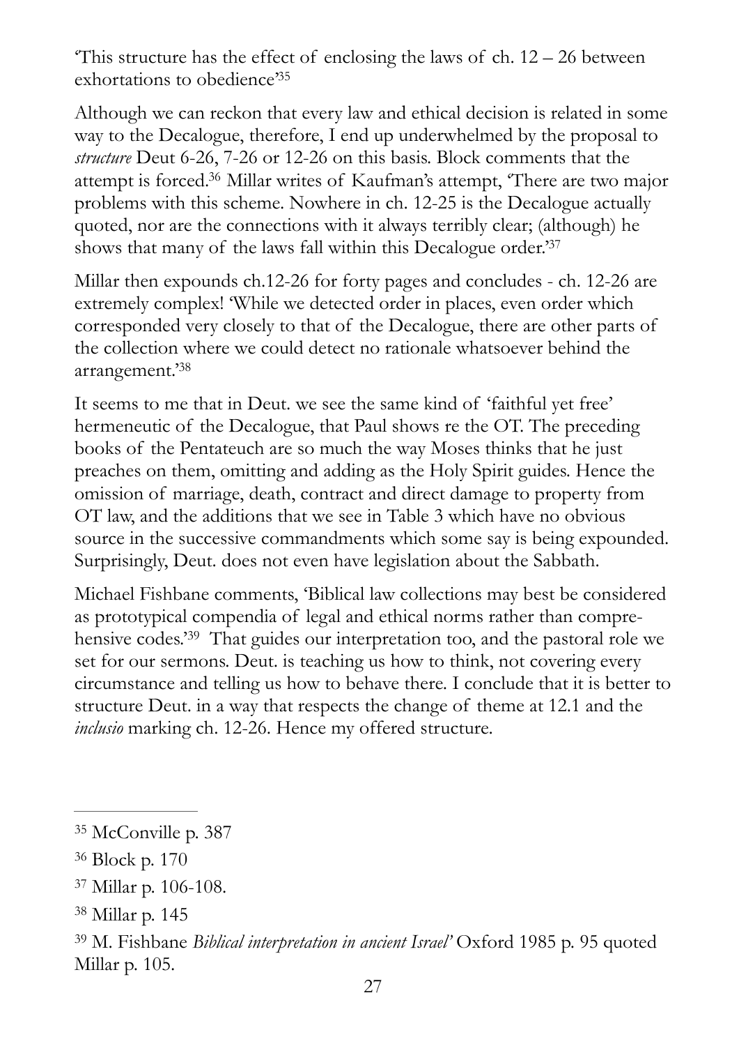'This structure has the effect of enclosing the laws of ch. 12 – 26 between exhortations to obedience'[35]

Although we can reckon that every law and ethical decision is related in some way to the Decalogue, therefore, I end up underwhelmed by the proposal to *structure* Deut 6-26, 7-26 or 12-26 on this basis. Block comments that the attempt is forced.[36] Millar writes of Kaufman's attempt, 'There are two major problems with this scheme. Nowhere in ch. 12-25 is the Decalogue actually quoted, nor are the connections with it always terribly clear; (although) he shows that many of the laws fall within this Decalogue order.'[37]

Millar then expounds ch.12-26 for forty pages and concludes - ch. 12-26 are extremely complex! 'While we detected order in places, even order which corresponded very closely to that of the Decalogue, there are other parts of the collection where we could detect no rationale whatsoever behind the arrangement.'[38]

It seems to me that in Deut. we see the same kind of 'faithful yet free' hermeneutic of the Decalogue, that Paul shows re the OT. The preceding books of the Pentateuch are so much the way Moses thinks that he just preaches on them, omitting and adding as the Holy Spirit guides. Hence the omission of marriage, death, contract and direct damage to property from OT law, and the additions that we see in Table 3 which have no obvious source in the successive commandments which some say is being expounded. Surprisingly, Deut. does not even have legislation about the Sabbath.

Michael Fishbane comments, 'Biblical law collections may best be considered as prototypical compendia of legal and ethical norms rather than comprehensive codes.'[39] That guides our interpretation too, and the pastoral role we set for our sermons. Deut. is teaching us how to think, not covering every circumstance and telling us how to behave there. I conclude that it is better to structure Deut. in a way that respects the change of theme at 12.1 and the *inclusio* marking ch. 12-26. Hence my offered structure.

---

[35] McConville p. 387

[36] Block p. 170

[37] Millar p. 106-108.

[38] Millar p. 145

[39] M. Fishbane *Biblical interpretation in ancient Israel'* Oxford 1985 p. 95 quoted Millar p. 105.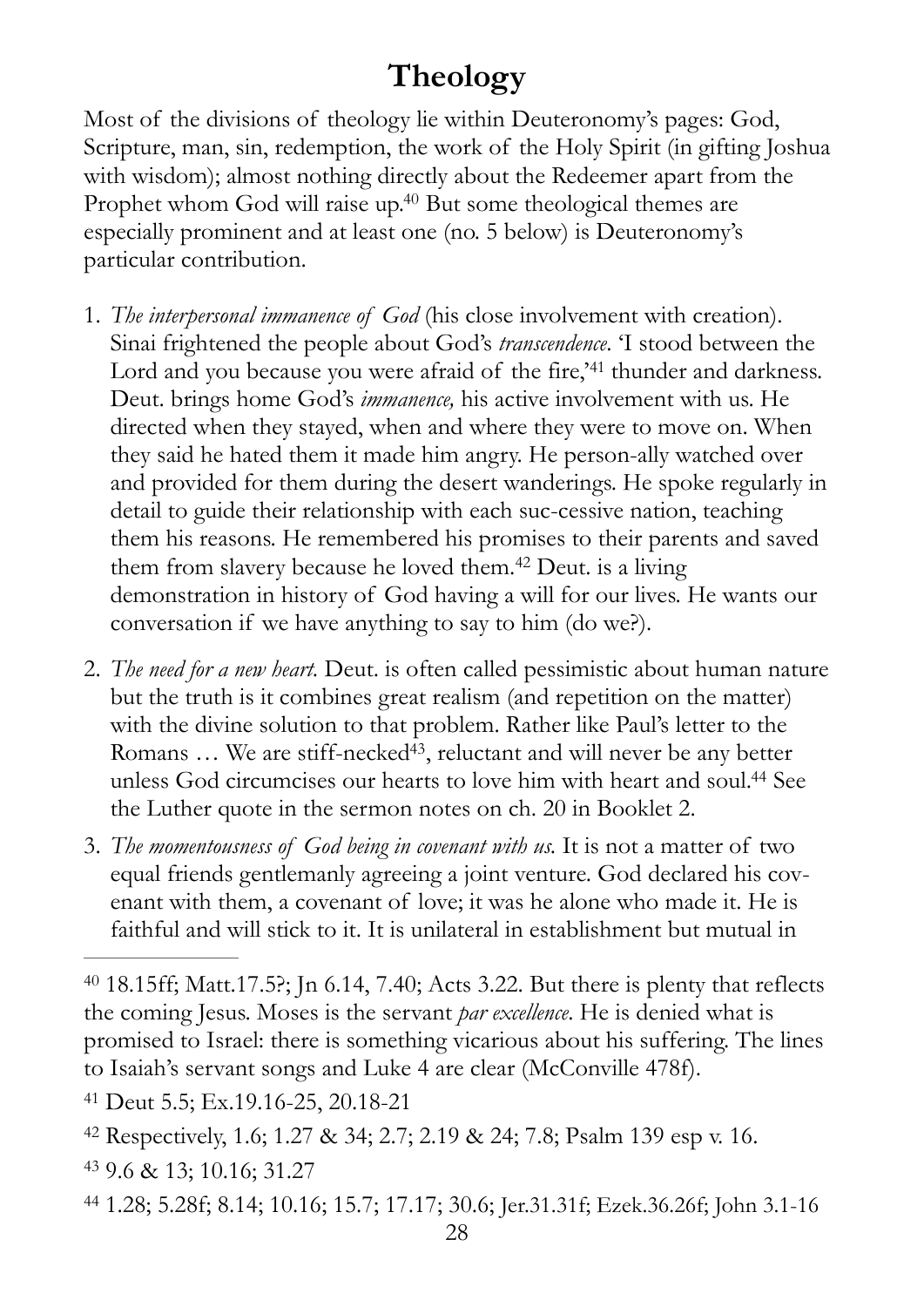# Theology

Most of the divisions of theology lie within Deuteronomy's pages: God, Scripture, man, sin, redemption, the work of the Holy Spirit (in gifting Joshua with wisdom); almost nothing directly about the Redeemer apart from the Prophet whom God will raise up.[40] But some theological themes are especially prominent and at least one (no. 5 below) is Deuteronomy's particular contribution.

1. *The interpersonal immanence of God* (his close involvement with creation). Sinai frightened the people about God's *transcendence*. 'I stood between the Lord and you because you were afraid of the fire,'[41] thunder and darkness. Deut. brings home God's *immanence,* his active involvement with us. He directed when they stayed, when and where they were to move on. When they said he hated them it made him angry. He person-ally watched over and provided for them during the desert wanderings. He spoke regularly in detail to guide their relationship with each suc-cessive nation, teaching them his reasons. He remembered his promises to their parents and saved them from slavery because he loved them.[42] Deut. is a living demonstration in history of God having a will for our lives. He wants our conversation if we have anything to say to him (do we?).

2. *The need for a new heart.* Deut. is often called pessimistic about human nature but the truth is it combines great realism (and repetition on the matter) with the divine solution to that problem. Rather like Paul's letter to the Romans … We are stiff-necked[43], reluctant and will never be any better unless God circumcises our hearts to love him with heart and soul.[44] See the Luther quote in the sermon notes on ch. 20 in Booklet 2.

3. *The momentousness of God being in covenant with us.* It is not a matter of two equal friends gentlemanly agreeing a joint venture. God declared his cov-enant with them, a covenant of love; it was he alone who made it. He is faithful and will stick to it. It is unilateral in establishment but mutual in

---

[40] 18.15ff; Matt.17.5?; Jn 6.14, 7.40; Acts 3.22. But there is plenty that reflects the coming Jesus. Moses is the servant *par excellence*. He is denied what is promised to Israel: there is something vicarious about his suffering. The lines to Isaiah's servant songs and Luke 4 are clear (McConville 478f).

[41] Deut 5.5; Ex.19.16-25, 20.18-21

[42] Respectively, 1.6; 1.27 & 34; 2.7; 2.19 & 24; 7.8; Psalm 139 esp v. 16.

[43] 9.6 & 13; 10.16; 31.27

[44] 1.28; 5.28f; 8.14; 10.16; 15.7; 17.17; 30.6; Jer.31.31f; Ezek.36.26f; John 3.1-16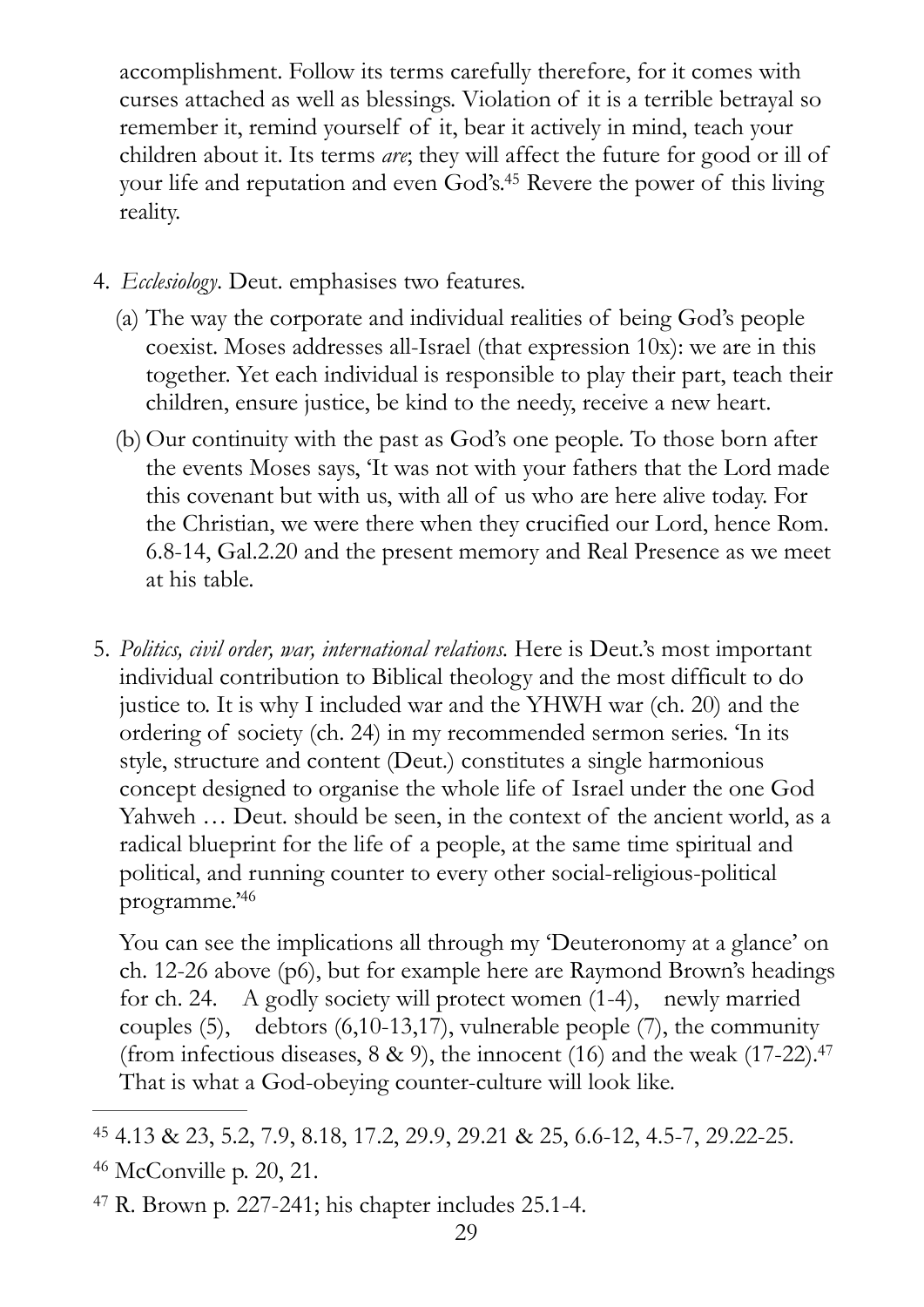accomplishment. Follow its terms carefully therefore, for it comes with curses attached as well as blessings. Violation of it is a terrible betrayal so remember it, remind yourself of it, bear it actively in mind, teach your children about it. Its terms *are*; they will affect the future for good or ill of your life and reputation and even God's.[45] Revere the power of this living reality.

4. *Ecclesiology*. Deut. emphasises two features.
   (a) The way the corporate and individual realities of being God's people coexist. Moses addresses all-Israel (that expression 10x): we are in this together. Yet each individual is responsible to play their part, teach their children, ensure justice, be kind to the needy, receive a new heart.
   (b) Our continuity with the past as God's one people. To those born after the events Moses says, 'It was not with your fathers that the Lord made this covenant but with us, with all of us who are here alive today. For the Christian, we were there when they crucified our Lord, hence Rom. 6.8-14, Gal.2.20 and the present memory and Real Presence as we meet at his table.

5. *Politics, civil order, war, international relations.* Here is Deut.'s most important individual contribution to Biblical theology and the most difficult to do justice to. It is why I included war and the YHWH war (ch. 20) and the ordering of society (ch. 24) in my recommended sermon series. 'In its style, structure and content (Deut.) constitutes a single harmonious concept designed to organise the whole life of Israel under the one God Yahweh … Deut. should be seen, in the context of the ancient world, as a radical blueprint for the life of a people, at the same time spiritual and political, and running counter to every other social-religious-political programme.'[46]

   You can see the implications all through my 'Deuteronomy at a glance' on ch. 12-26 above (p6), but for example here are Raymond Brown's headings for ch. 24. A godly society will protect women (1-4), newly married couples (5), debtors (6,10-13,17), vulnerable people (7), the community (from infectious diseases, 8 & 9), the innocent (16) and the weak (17-22).[47] That is what a God-obeying counter-culture will look like.

---

[45] 4.13 & 23, 5.2, 7.9, 8.18, 17.2, 29.9, 29.21 & 25, 6.6-12, 4.5-7, 29.22-25.

[46] McConville p. 20, 21.

[47] R. Brown p. 227-241; his chapter includes 25.1-4.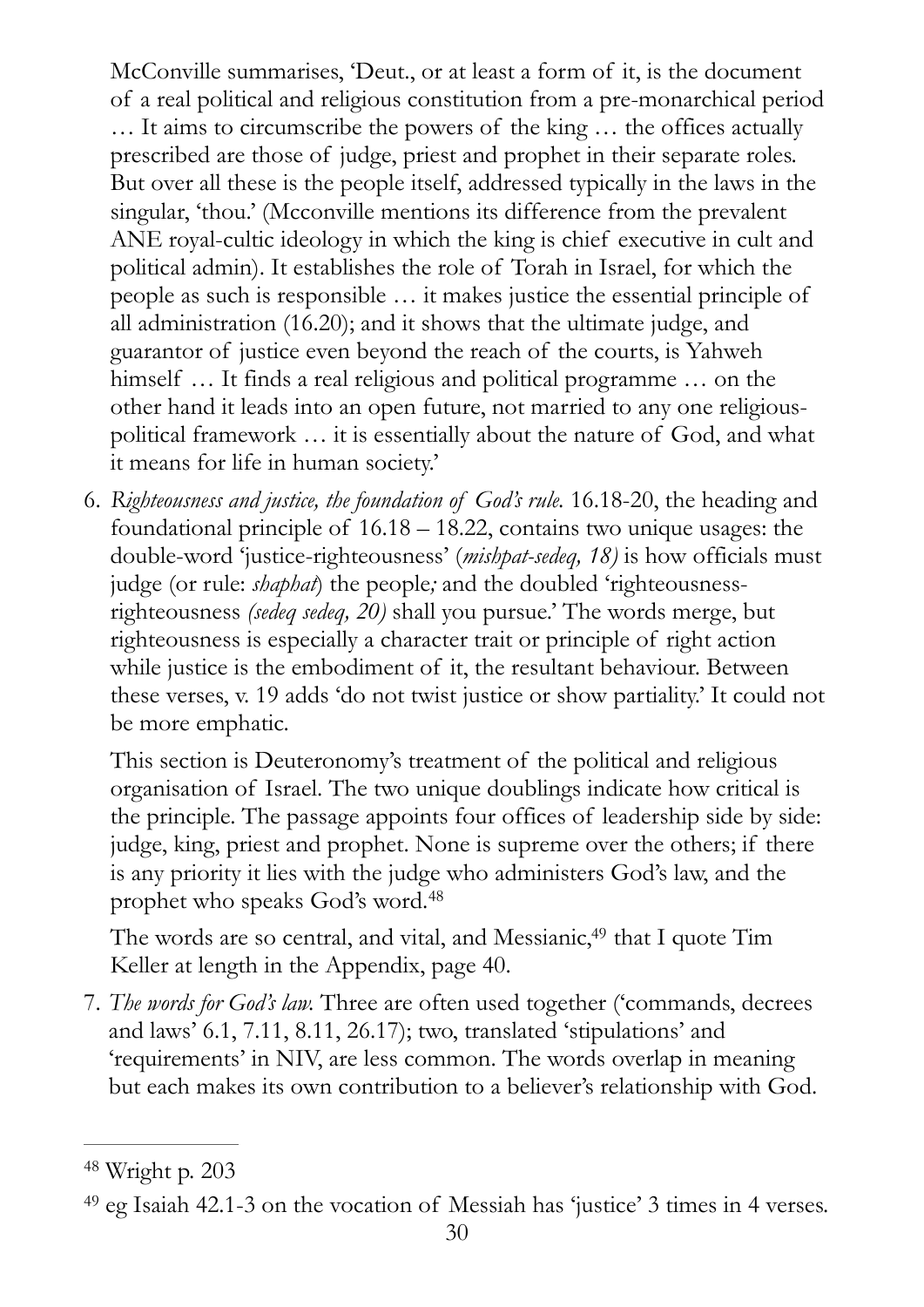McConville summarises, 'Deut., or at least a form of it, is the document of a real political and religious constitution from a pre-monarchical period … It aims to circumscribe the powers of the king … the offices actually prescribed are those of judge, priest and prophet in their separate roles. But over all these is the people itself, addressed typically in the laws in the singular, 'thou.' (Mcconville mentions its difference from the prevalent ANE royal-cultic ideology in which the king is chief executive in cult and political admin). It establishes the role of Torah in Israel, for which the people as such is responsible … it makes justice the essential principle of all administration (16.20); and it shows that the ultimate judge, and guarantor of justice even beyond the reach of the courts, is Yahweh himself … It finds a real religious and political programme … on the other hand it leads into an open future, not married to any one religious-political framework … it is essentially about the nature of God, and what it means for life in human society.'

6. *Righteousness and justice, the foundation of God's rule.* 16.18-20, the heading and foundational principle of 16.18 – 18.22, contains two unique usages: the double-word 'justice-righteousness' (*mishpat-sedeq, 18)* is how officials must judge (or rule: *shaphat*) the people*;* and the doubled 'righteousness-righteousness *(sedeq sedeq, 20)* shall you pursue.' The words merge, but righteousness is especially a character trait or principle of right action while justice is the embodiment of it, the resultant behaviour. Between these verses, v. 19 adds 'do not twist justice or show partiality.' It could not be more emphatic.

   This section is Deuteronomy's treatment of the political and religious organisation of Israel. The two unique doublings indicate how critical is the principle. The passage appoints four offices of leadership side by side: judge, king, priest and prophet. None is supreme over the others; if there is any priority it lies with the judge who administers God's law, and the prophet who speaks God's word.[48]

   The words are so central, and vital, and Messianic,[49] that I quote Tim Keller at length in the Appendix, page 40.

7. *The words for God's law.* Three are often used together ('commands, decrees and laws' 6.1, 7.11, 8.11, 26.17); two, translated 'stipulations' and 'requirements' in NIV, are less common. The words overlap in meaning but each makes its own contribution to a believer's relationship with God.

---

[48] Wright p. 203

[49] eg Isaiah 42.1-3 on the vocation of Messiah has 'justice' 3 times in 4 verses.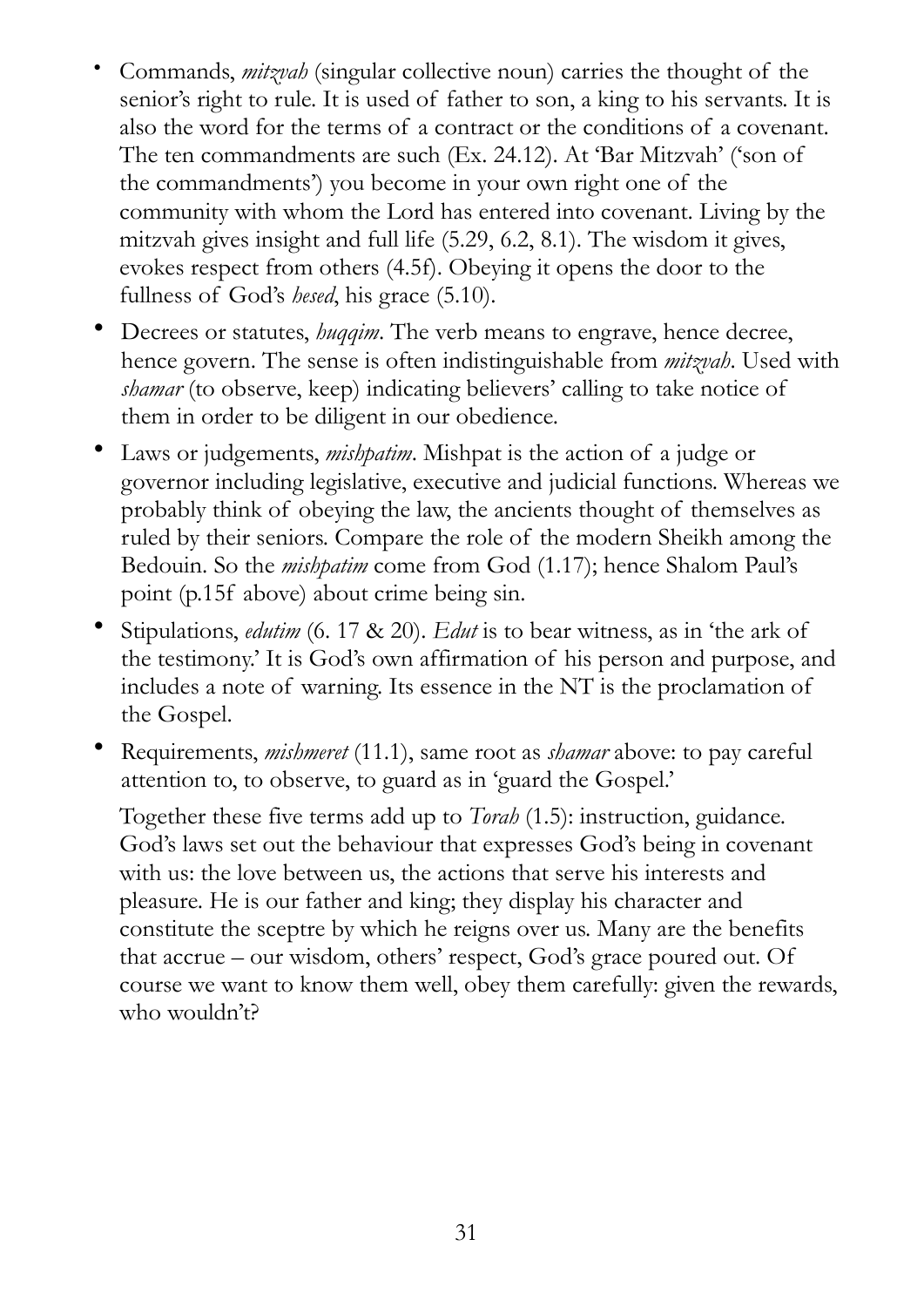- Commands, *mitzvah* (singular collective noun) carries the thought of the senior's right to rule. It is used of father to son, a king to his servants. It is also the word for the terms of a contract or the conditions of a covenant. The ten commandments are such (Ex. 24.12). At 'Bar Mitzvah' ('son of the commandments') you become in your own right one of the community with whom the Lord has entered into covenant. Living by the mitzvah gives insight and full life (5.29, 6.2, 8.1). The wisdom it gives, evokes respect from others (4.5f). Obeying it opens the door to the fullness of God's *hesed*, his grace (5.10).
- Decrees or statutes, *huqqim*. The verb means to engrave, hence decree, hence govern. The sense is often indistinguishable from *mitzvah*. Used with *shamar* (to observe, keep) indicating believers' calling to take notice of them in order to be diligent in our obedience.
- Laws or judgements, *mishpatim*. Mishpat is the action of a judge or governor including legislative, executive and judicial functions. Whereas we probably think of obeying the law, the ancients thought of themselves as ruled by their seniors. Compare the role of the modern Sheikh among the Bedouin. So the *mishpatim* come from God (1.17); hence Shalom Paul's point (p.15f above) about crime being sin.
- Stipulations, *edutim* (6. 17 & 20). *Edut* is to bear witness, as in 'the ark of the testimony.' It is God's own affirmation of his person and purpose, and includes a note of warning. Its essence in the NT is the proclamation of the Gospel.
- Requirements, *mishmeret* (11.1), same root as *shamar* above: to pay careful attention to, to observe, to guard as in 'guard the Gospel.'

  Together these five terms add up to *Torah* (1.5): instruction, guidance. God's laws set out the behaviour that expresses God's being in covenant with us: the love between us, the actions that serve his interests and pleasure. He is our father and king; they display his character and constitute the sceptre by which he reigns over us. Many are the benefits that accrue – our wisdom, others' respect, God's grace poured out. Of course we want to know them well, obey them carefully: given the rewards, who wouldn't?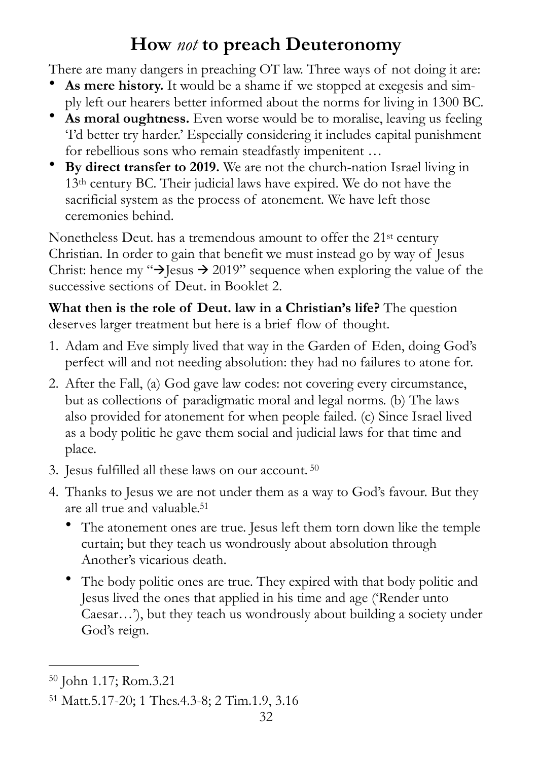# How *not* to preach Deuteronomy

There are many dangers in preaching OT law. Three ways of not doing it are:

- **As mere history.** It would be a shame if we stopped at exegesis and simply left our hearers better informed about the norms for living in 1300 BC.
- **As moral oughtness.** Even worse would be to moralise, leaving us feeling 'I'd better try harder.' Especially considering it includes capital punishment for rebellious sons who remain steadfastly impenitent …
- **By direct transfer to 2019.** We are not the church-nation Israel living in 13th century BC. Their judicial laws have expired. We do not have the sacrificial system as the process of atonement. We have left those ceremonies behind.

Nonetheless Deut. has a tremendous amount to offer the 21st century Christian. In order to gain that benefit we must instead go by way of Jesus Christ: hence my "→Jesus → 2019" sequence when exploring the value of the successive sections of Deut. in Booklet 2.

**What then is the role of Deut. law in a Christian's life?** The question deserves larger treatment but here is a brief flow of thought.

1. Adam and Eve simply lived that way in the Garden of Eden, doing God's perfect will and not needing absolution: they had no failures to atone for.
2. After the Fall, (a) God gave law codes: not covering every circumstance, but as collections of paradigmatic moral and legal norms. (b) The laws also provided for atonement for when people failed. (c) Since Israel lived as a body politic he gave them social and judicial laws for that time and place.
3. Jesus fulfilled all these laws on our account. [50]
4. Thanks to Jesus we are not under them as a way to God's favour. But they are all true and valuable.[51]
   - The atonement ones are true. Jesus left them torn down like the temple curtain; but they teach us wondrously about absolution through Another's vicarious death.
   - The body politic ones are true. They expired with that body politic and Jesus lived the ones that applied in his time and age ('Render unto Caesar…'), but they teach us wondrously about building a society under God's reign.

---

[50] John 1.17; Rom.3.21

[51] Matt.5.17-20; 1 Thes.4.3-8; 2 Tim.1.9, 3.16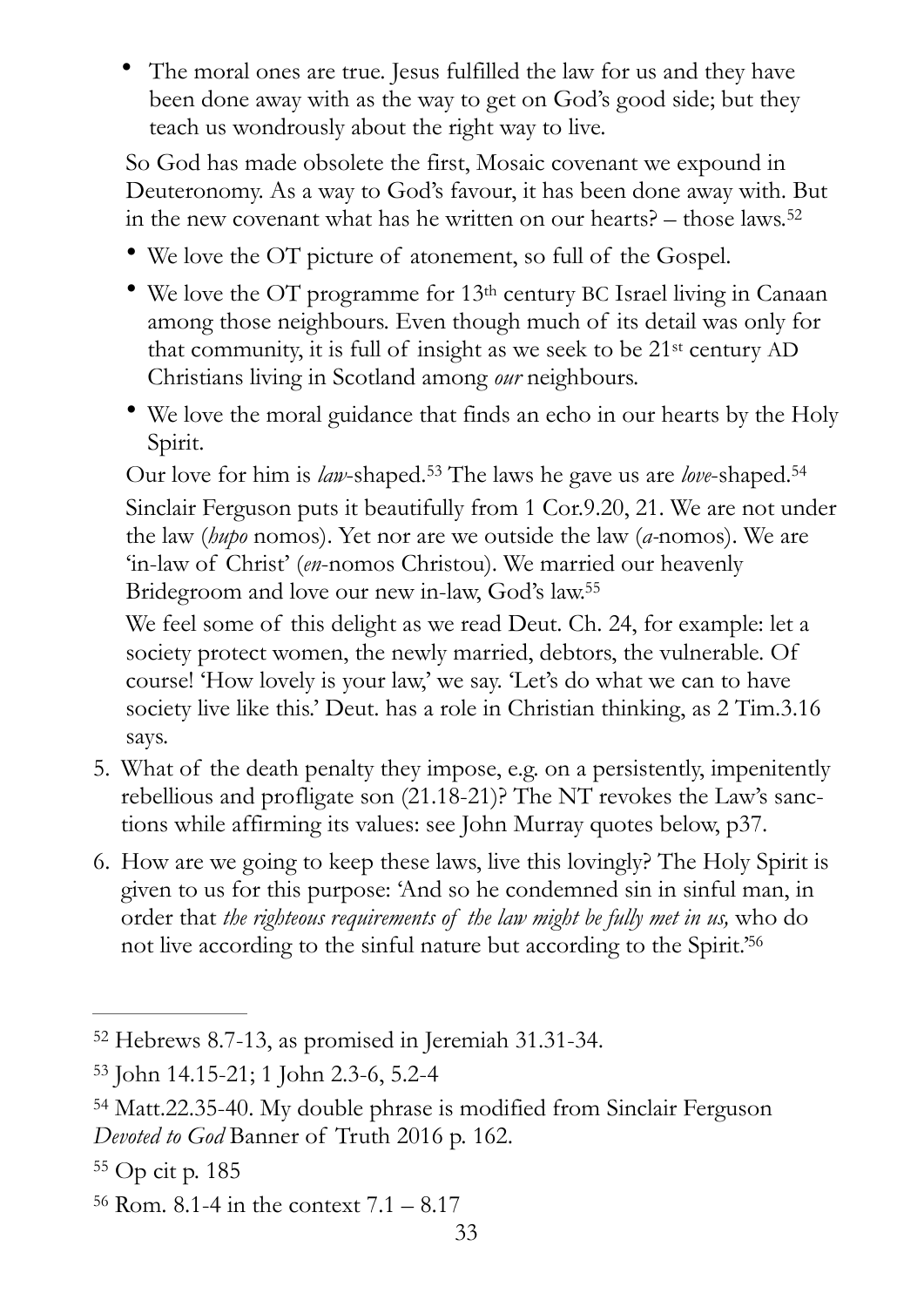- The moral ones are true. Jesus fulfilled the law for us and they have been done away with as the way to get on God's good side; but they teach us wondrously about the right way to live.

So God has made obsolete the first, Mosaic covenant we expound in Deuteronomy. As a way to God's favour, it has been done away with. But in the new covenant what has he written on our hearts? – those laws.[52]

- We love the OT picture of atonement, so full of the Gospel.
- We love the OT programme for 13th century BC Israel living in Canaan among those neighbours. Even though much of its detail was only for that community, it is full of insight as we seek to be 21st century AD Christians living in Scotland among *our* neighbours.
- We love the moral guidance that finds an echo in our hearts by the Holy Spirit.

Our love for him is *law*-shaped.[53] The laws he gave us are *love*-shaped.[54]

Sinclair Ferguson puts it beautifully from 1 Cor.9.20, 21. We are not under the law (*hupo* nomos). Yet nor are we outside the law (*a*-nomos). We are 'in-law of Christ' (*en*-nomos Christou). We married our heavenly Bridegroom and love our new in-law, God's law.[55]

We feel some of this delight as we read Deut. Ch. 24, for example: let a society protect women, the newly married, debtors, the vulnerable. Of course! 'How lovely is your law,' we say. 'Let's do what we can to have society live like this.' Deut. has a role in Christian thinking, as 2 Tim.3.16 says.

5. What of the death penalty they impose, e.g. on a persistently, impenitently rebellious and profligate son (21.18-21)? The NT revokes the Law's sanctions while affirming its values: see John Murray quotes below, p37.
6. How are we going to keep these laws, live this lovingly? The Holy Spirit is given to us for this purpose: 'And so he condemned sin in sinful man, in order that *the righteous requirements of the law might be fully met in us,* who do not live according to the sinful nature but according to the Spirit.'[56]

---

[52] Hebrews 8.7-13, as promised in Jeremiah 31.31-34.

[53] John 14.15-21; 1 John 2.3-6, 5.2-4

[54] Matt.22.35-40. My double phrase is modified from Sinclair Ferguson *Devoted to God* Banner of Truth 2016 p. 162.

[55] Op cit p. 185

[56] Rom. 8.1-4 in the context 7.1 – 8.17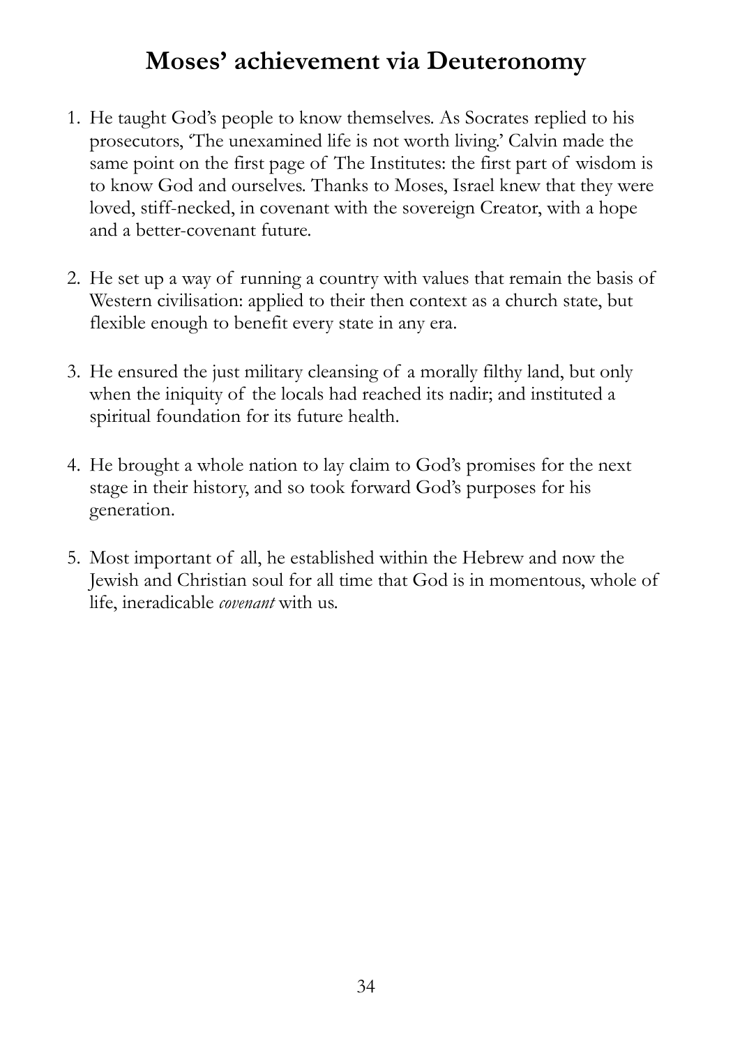# Moses' achievement via Deuteronomy

1. He taught God's people to know themselves. As Socrates replied to his prosecutors, 'The unexamined life is not worth living.' Calvin made the same point on the first page of The Institutes: the first part of wisdom is to know God and ourselves. Thanks to Moses, Israel knew that they were loved, stiff-necked, in covenant with the sovereign Creator, with a hope and a better-covenant future.

2. He set up a way of running a country with values that remain the basis of Western civilisation: applied to their then context as a church state, but flexible enough to benefit every state in any era.

3. He ensured the just military cleansing of a morally filthy land, but only when the iniquity of the locals had reached its nadir; and instituted a spiritual foundation for its future health.

4. He brought a whole nation to lay claim to God's promises for the next stage in their history, and so took forward God's purposes for his generation.

5. Most important of all, he established within the Hebrew and now the Jewish and Christian soul for all time that God is in momentous, whole of life, ineradicable *covenant* with us.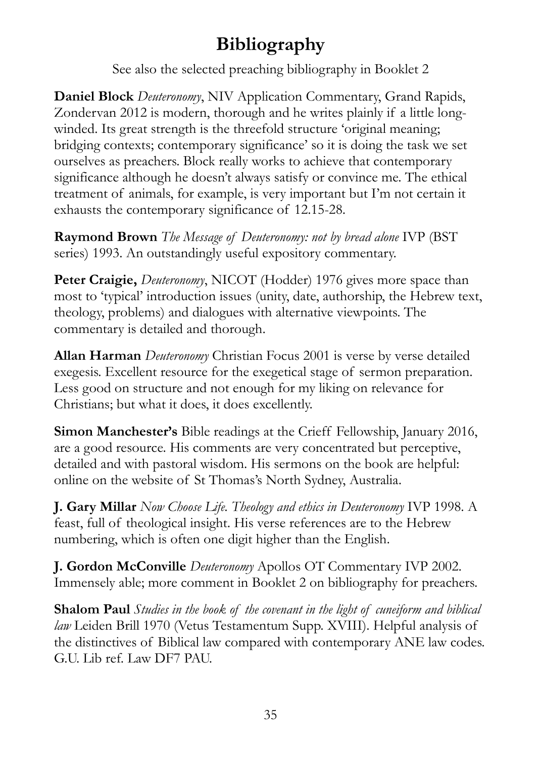# Bibliography

See also the selected preaching bibliography in Booklet 2

**Daniel Block** *Deuteronomy*, NIV Application Commentary, Grand Rapids, Zondervan 2012 is modern, thorough and he writes plainly if a little long-winded. Its great strength is the threefold structure 'original meaning; bridging contexts; contemporary significance' so it is doing the task we set ourselves as preachers. Block really works to achieve that contemporary significance although he doesn't always satisfy or convince me. The ethical treatment of animals, for example, is very important but I'm not certain it exhausts the contemporary significance of 12.15-28.

**Raymond Brown** *The Message of Deuteronomy: not by bread alone* IVP (BST series) 1993. An outstandingly useful expository commentary.

**Peter Craigie,** *Deuteronomy*, NICOT (Hodder) 1976 gives more space than most to 'typical' introduction issues (unity, date, authorship, the Hebrew text, theology, problems) and dialogues with alternative viewpoints. The commentary is detailed and thorough.

**Allan Harman** *Deuteronomy* Christian Focus 2001 is verse by verse detailed exegesis. Excellent resource for the exegetical stage of sermon preparation. Less good on structure and not enough for my liking on relevance for Christians; but what it does, it does excellently.

**Simon Manchester's** Bible readings at the Crieff Fellowship, January 2016, are a good resource. His comments are very concentrated but perceptive, detailed and with pastoral wisdom. His sermons on the book are helpful: online on the website of St Thomas's North Sydney, Australia.

**J. Gary Millar** *Now Choose Life. Theology and ethics in Deuteronomy* IVP 1998. A feast, full of theological insight. His verse references are to the Hebrew numbering, which is often one digit higher than the English.

**J. Gordon McConville** *Deuteronomy* Apollos OT Commentary IVP 2002. Immensely able; more comment in Booklet 2 on bibliography for preachers.

**Shalom Paul** *Studies in the book of the covenant in the light of cuneiform and biblical law* Leiden Brill 1970 (Vetus Testamentum Supp. XVIII). Helpful analysis of the distinctives of Biblical law compared with contemporary ANE law codes. G.U. Lib ref. Law DF7 PAU.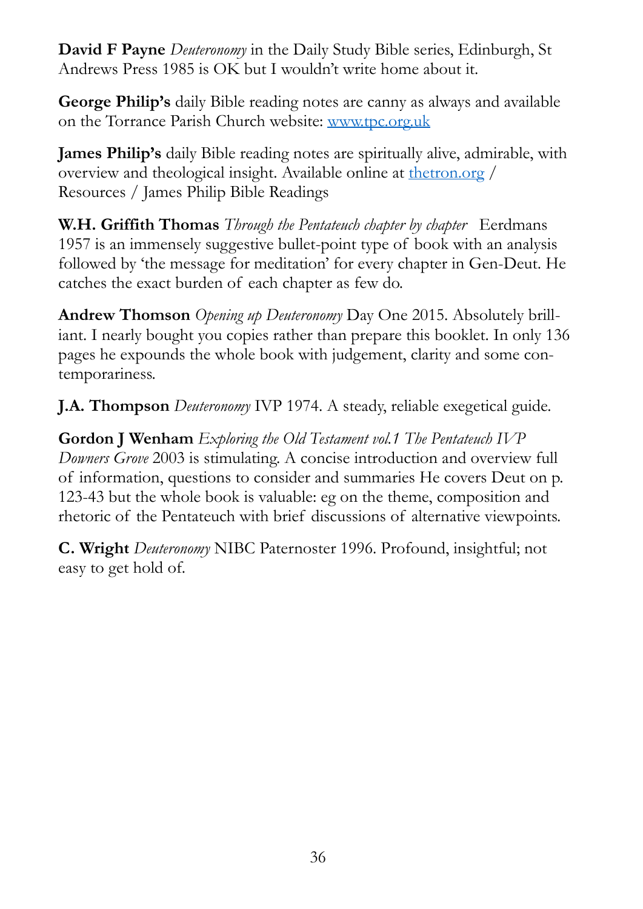**David F Payne** *Deuteronomy* in the Daily Study Bible series, Edinburgh, St Andrews Press 1985 is OK but I wouldn't write home about it.

**George Philip's** daily Bible reading notes are canny as always and available on the Torrance Parish Church website: [www.tpc.org.uk](http://www.tpc.org.uk)

**James Philip's** daily Bible reading notes are spiritually alive, admirable, with overview and theological insight. Available online at [thetron.org](http://thetron.org) / Resources / James Philip Bible Readings

**W.H. Griffith Thomas** *Through the Pentateuch chapter by chapter* Eerdmans 1957 is an immensely suggestive bullet-point type of book with an analysis followed by 'the message for meditation' for every chapter in Gen-Deut. He catches the exact burden of each chapter as few do.

**Andrew Thomson** *Opening up Deuteronomy* Day One 2015. Absolutely brilliant. I nearly bought you copies rather than prepare this booklet. In only 136 pages he expounds the whole book with judgement, clarity and some contemporariness.

**J.A. Thompson** *Deuteronomy* IVP 1974. A steady, reliable exegetical guide.

**Gordon J Wenham** *Exploring the Old Testament vol.1 The Pentateuch IVP Downers Grove* 2003 is stimulating. A concise introduction and overview full of information, questions to consider and summaries He covers Deut on p. 123-43 but the whole book is valuable: eg on the theme, composition and rhetoric of the Pentateuch with brief discussions of alternative viewpoints.

**C. Wright** *Deuteronomy* NIBC Paternoster 1996. Profound, insightful; not easy to get hold of.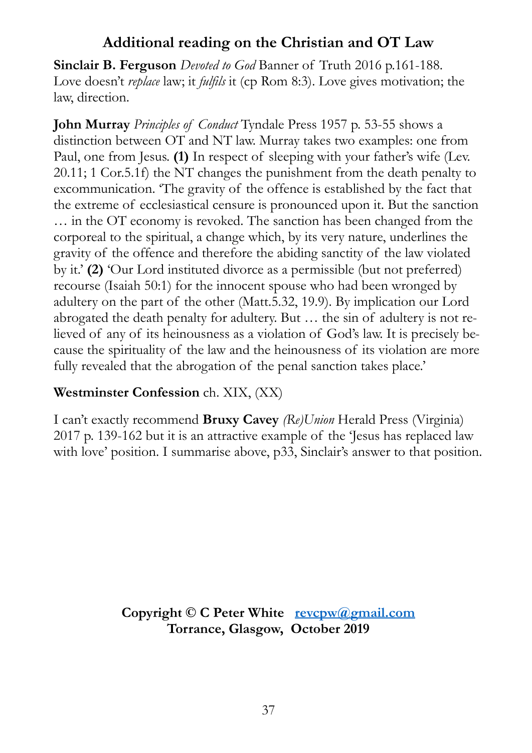## Additional reading on the Christian and OT Law

**Sinclair B. Ferguson** *Devoted to God* Banner of Truth 2016 p.161-188. Love doesn't *replace* law; it *fulfils* it (cp Rom 8:3). Love gives motivation; the law, direction.

**John Murray** *Principles of Conduct* Tyndale Press 1957 p. 53-55 shows a distinction between OT and NT law. Murray takes two examples: one from Paul, one from Jesus. **(1)** In respect of sleeping with your father's wife (Lev. 20.11; 1 Cor.5.1f) the NT changes the punishment from the death penalty to excommunication. 'The gravity of the offence is established by the fact that the extreme of ecclesiastical censure is pronounced upon it. But the sanction … in the OT economy is revoked. The sanction has been changed from the corporeal to the spiritual, a change which, by its very nature, underlines the gravity of the offence and therefore the abiding sanctity of the law violated by it.' **(2)** 'Our Lord instituted divorce as a permissible (but not preferred) recourse (Isaiah 50:1) for the innocent spouse who had been wronged by adultery on the part of the other (Matt.5.32, 19.9). By implication our Lord abrogated the death penalty for adultery. But … the sin of adultery is not relieved of any of its heinousness as a violation of God's law. It is precisely because the spirituality of the law and the heinousness of its violation are more fully revealed that the abrogation of the penal sanction takes place.'

**Westminster Confession** ch. XIX, (XX)

I can't exactly recommend **Bruxy Cavey** *(Re)Union* Herald Press (Virginia) 2017 p. 139-162 but it is an attractive example of the 'Jesus has replaced law with love' position. I summarise above, p33, Sinclair's answer to that position.

**Copyright © C Peter White [revcpw@gmail.com](mailto:revcpw@gmail.com)**
**Torrance, Glasgow, October 2019**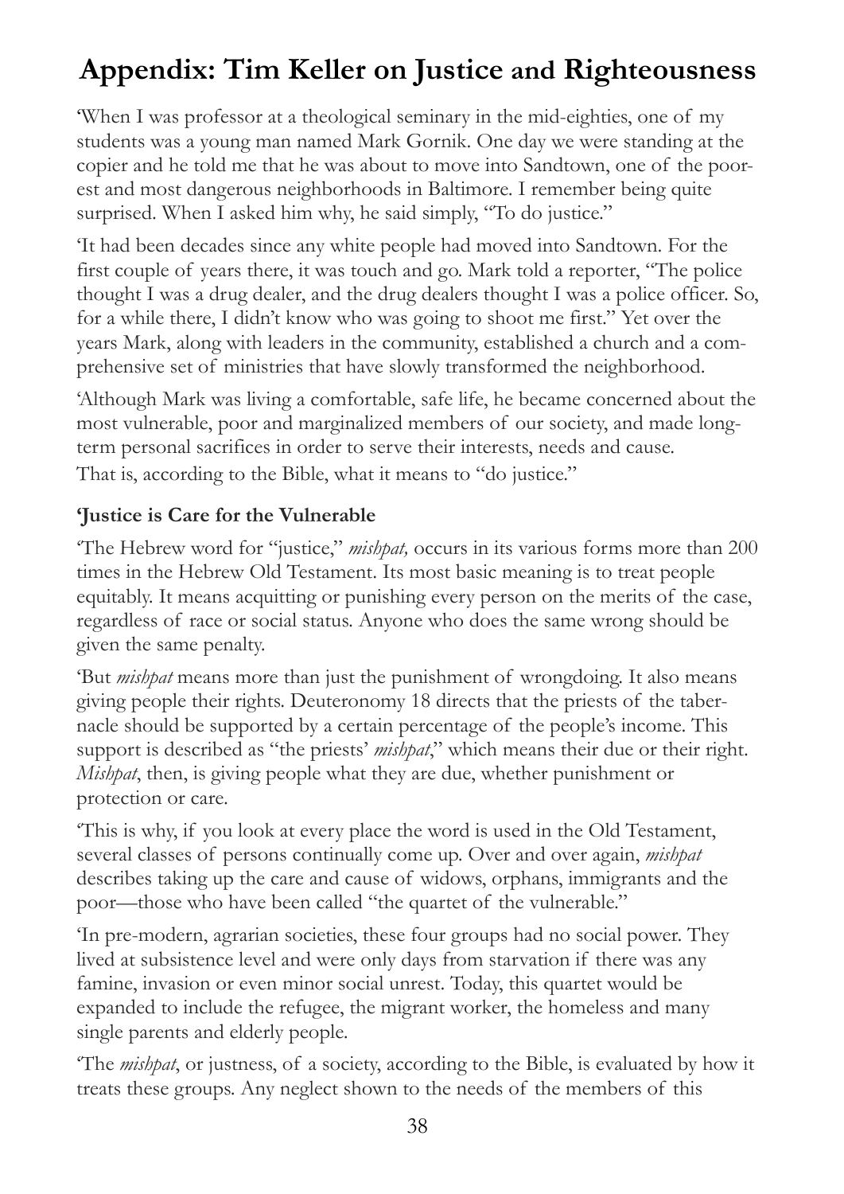# Appendix: Tim Keller on Justice and Righteousness

'When I was professor at a theological seminary in the mid-eighties, one of my students was a young man named Mark Gornik. One day we were standing at the copier and he told me that he was about to move into Sandtown, one of the poorest and most dangerous neighborhoods in Baltimore. I remember being quite surprised. When I asked him why, he said simply, "To do justice."

'It had been decades since any white people had moved into Sandtown. For the first couple of years there, it was touch and go. Mark told a reporter, "The police thought I was a drug dealer, and the drug dealers thought I was a police officer. So, for a while there, I didn't know who was going to shoot me first." Yet over the years Mark, along with leaders in the community, established a church and a comprehensive set of ministries that have slowly transformed the neighborhood.

'Although Mark was living a comfortable, safe life, he became concerned about the most vulnerable, poor and marginalized members of our society, and made long-term personal sacrifices in order to serve their interests, needs and cause. That is, according to the Bible, what it means to "do justice."

**'Justice is Care for the Vulnerable**

'The Hebrew word for "justice," *mishpat,* occurs in its various forms more than 200 times in the Hebrew Old Testament. Its most basic meaning is to treat people equitably. It means acquitting or punishing every person on the merits of the case, regardless of race or social status. Anyone who does the same wrong should be given the same penalty.

'But *mishpat* means more than just the punishment of wrongdoing. It also means giving people their rights. Deuteronomy 18 directs that the priests of the tabernacle should be supported by a certain percentage of the people's income. This support is described as "the priests' *mishpat*," which means their due or their right. *Mishpat*, then, is giving people what they are due, whether punishment or protection or care.

'This is why, if you look at every place the word is used in the Old Testament, several classes of persons continually come up. Over and over again, *mishpat* describes taking up the care and cause of widows, orphans, immigrants and the poor—those who have been called "the quartet of the vulnerable."

'In pre-modern, agrarian societies, these four groups had no social power. They lived at subsistence level and were only days from starvation if there was any famine, invasion or even minor social unrest. Today, this quartet would be expanded to include the refugee, the migrant worker, the homeless and many single parents and elderly people.

'The *mishpat*, or justness, of a society, according to the Bible, is evaluated by how it treats these groups. Any neglect shown to the needs of the members of this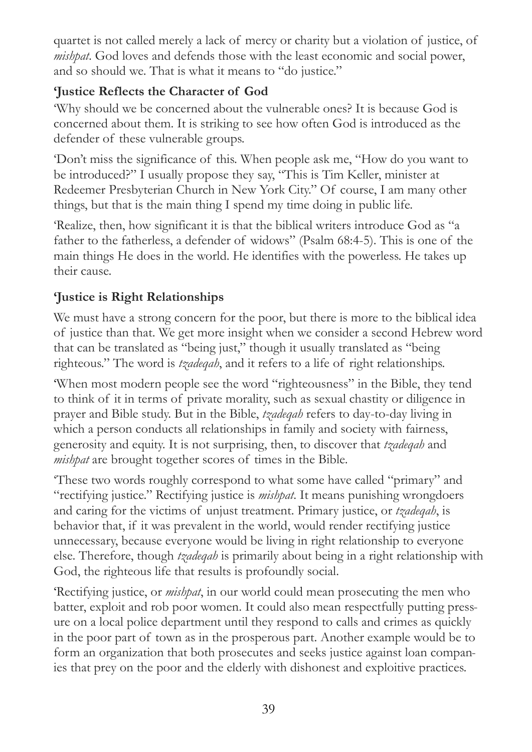quartet is not called merely a lack of mercy or charity but a violation of justice, of *mishpat*. God loves and defends those with the least economic and social power, and so should we. That is what it means to "do justice."

**'Justice Reflects the Character of God**

'Why should we be concerned about the vulnerable ones? It is because God is concerned about them. It is striking to see how often God is introduced as the defender of these vulnerable groups.

'Don't miss the significance of this. When people ask me, "How do you want to be introduced?" I usually propose they say, "This is Tim Keller, minister at Redeemer Presbyterian Church in New York City." Of course, I am many other things, but that is the main thing I spend my time doing in public life.

'Realize, then, how significant it is that the biblical writers introduce God as "a father to the fatherless, a defender of widows" (Psalm 68:4-5). This is one of the main things He does in the world. He identifies with the powerless. He takes up their cause.

**'Justice is Right Relationships**

We must have a strong concern for the poor, but there is more to the biblical idea of justice than that. We get more insight when we consider a second Hebrew word that can be translated as "being just," though it usually translated as "being righteous." The word is *tzadeqah*, and it refers to a life of right relationships.

'When most modern people see the word "righteousness" in the Bible, they tend to think of it in terms of private morality, such as sexual chastity or diligence in prayer and Bible study. But in the Bible, *tzadeqah* refers to day-to-day living in which a person conducts all relationships in family and society with fairness, generosity and equity. It is not surprising, then, to discover that *tzadeqah* and *mishpat* are brought together scores of times in the Bible.

'These two words roughly correspond to what some have called "primary" and "rectifying justice." Rectifying justice is *mishpat*. It means punishing wrongdoers and caring for the victims of unjust treatment. Primary justice, or *tzadeqah*, is behavior that, if it was prevalent in the world, would render rectifying justice unnecessary, because everyone would be living in right relationship to everyone else. Therefore, though *tzadeqah* is primarily about being in a right relationship with God, the righteous life that results is profoundly social.

'Rectifying justice, or *mishpat*, in our world could mean prosecuting the men who batter, exploit and rob poor women. It could also mean respectfully putting pressure on a local police department until they respond to calls and crimes as quickly in the poor part of town as in the prosperous part. Another example would be to form an organization that both prosecutes and seeks justice against loan companies that prey on the poor and the elderly with dishonest and exploitive practices.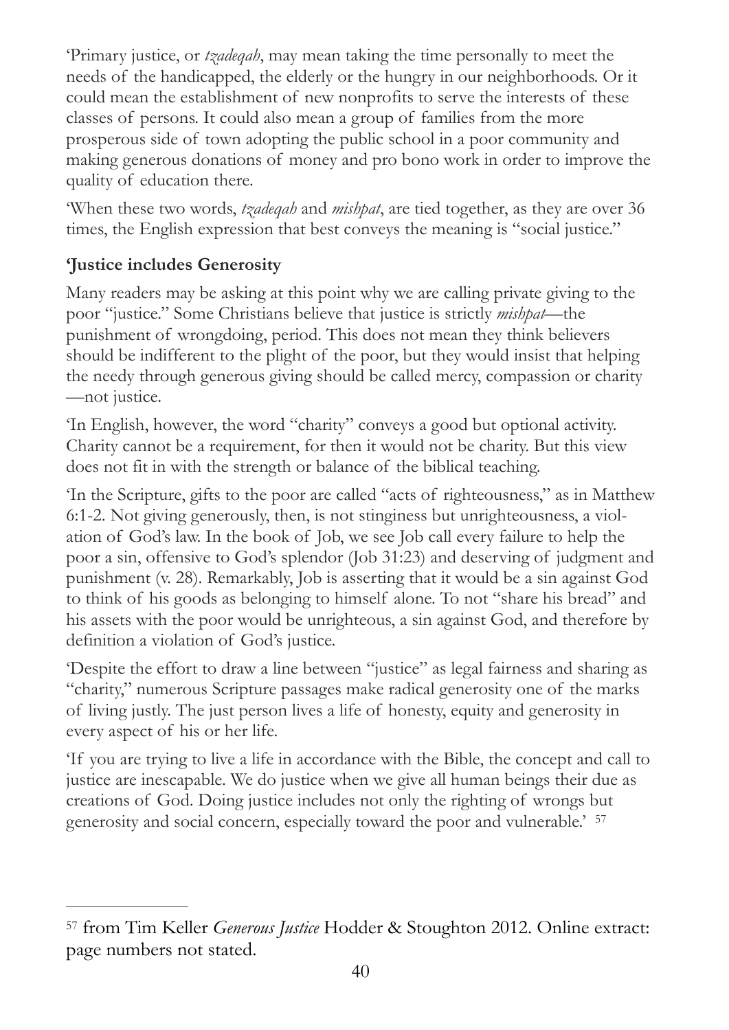'Primary justice, or *tzadeqah*, may mean taking the time personally to meet the needs of the handicapped, the elderly or the hungry in our neighborhoods. Or it could mean the establishment of new nonprofits to serve the interests of these classes of persons. It could also mean a group of families from the more prosperous side of town adopting the public school in a poor community and making generous donations of money and pro bono work in order to improve the quality of education there.

'When these two words, *tzadeqah* and *mishpat*, are tied together, as they are over 36 times, the English expression that best conveys the meaning is "social justice."

**'Justice includes Generosity**

Many readers may be asking at this point why we are calling private giving to the poor "justice." Some Christians believe that justice is strictly *mishpat*—the punishment of wrongdoing, period. This does not mean they think believers should be indifferent to the plight of the poor, but they would insist that helping the needy through generous giving should be called mercy, compassion or charity —not justice.

'In English, however, the word "charity" conveys a good but optional activity. Charity cannot be a requirement, for then it would not be charity. But this view does not fit in with the strength or balance of the biblical teaching.

'In the Scripture, gifts to the poor are called "acts of righteousness," as in Matthew 6:1-2. Not giving generously, then, is not stinginess but unrighteousness, a violation of God's law. In the book of Job, we see Job call every failure to help the poor a sin, offensive to God's splendor (Job 31:23) and deserving of judgment and punishment (v. 28). Remarkably, Job is asserting that it would be a sin against God to think of his goods as belonging to himself alone. To not "share his bread" and his assets with the poor would be unrighteous, a sin against God, and therefore by definition a violation of God's justice.

'Despite the effort to draw a line between "justice" as legal fairness and sharing as "charity," numerous Scripture passages make radical generosity one of the marks of living justly. The just person lives a life of honesty, equity and generosity in every aspect of his or her life.

'If you are trying to live a life in accordance with the Bible, the concept and call to justice are inescapable. We do justice when we give all human beings their due as creations of God. Doing justice includes not only the righting of wrongs but generosity and social concern, especially toward the poor and vulnerable.' [57]

---

[57] from Tim Keller *Generous Justice* Hodder & Stoughton 2012. Online extract: page numbers not stated.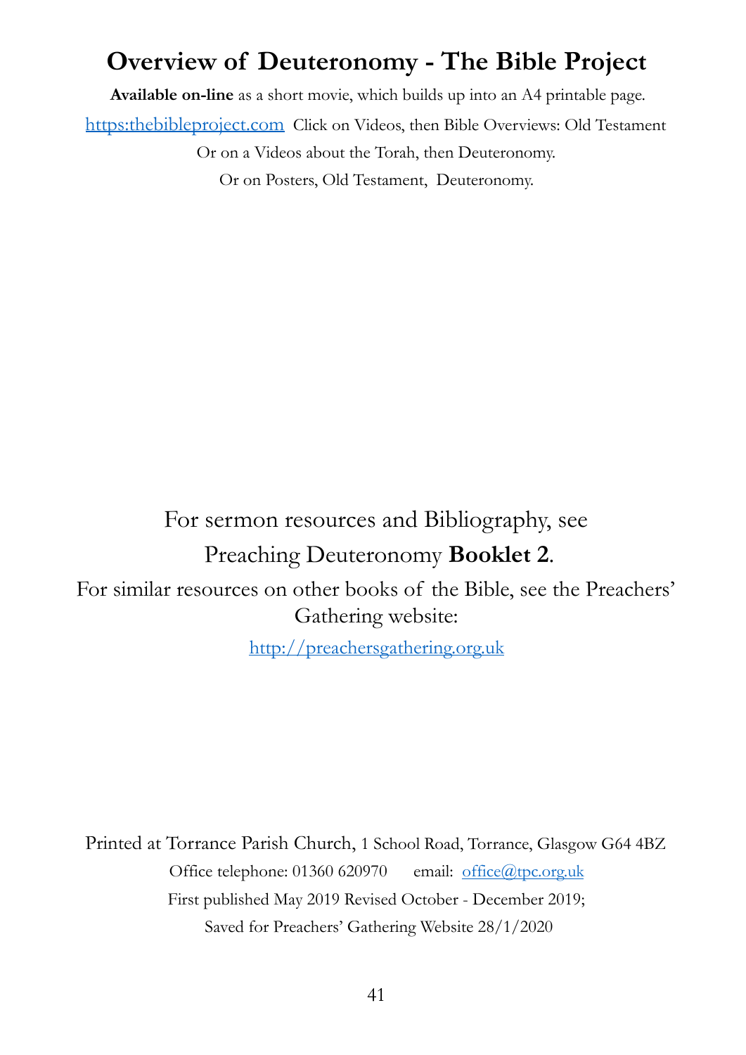# Overview of Deuteronomy - The Bible Project

**Available on-line** as a short movie, which builds up into an A4 printable page.

https:thebibleproject.com Click on Videos, then Bible Overviews: Old Testament

Or on a Videos about the Torah, then Deuteronomy.

Or on Posters, Old Testament, Deuteronomy.

For sermon resources and Bibliography, see

Preaching Deuteronomy **Booklet 2**.

For similar resources on other books of the Bible, see the Preachers' Gathering website:

http://preachersgathering.org.uk

Printed at Torrance Parish Church, 1 School Road, Torrance, Glasgow G64 4BZ

Office telephone: 01360 620970 email: office@tpc.org.uk

First published May 2019 Revised October - December 2019;

Saved for Preachers' Gathering Website 28/1/2020